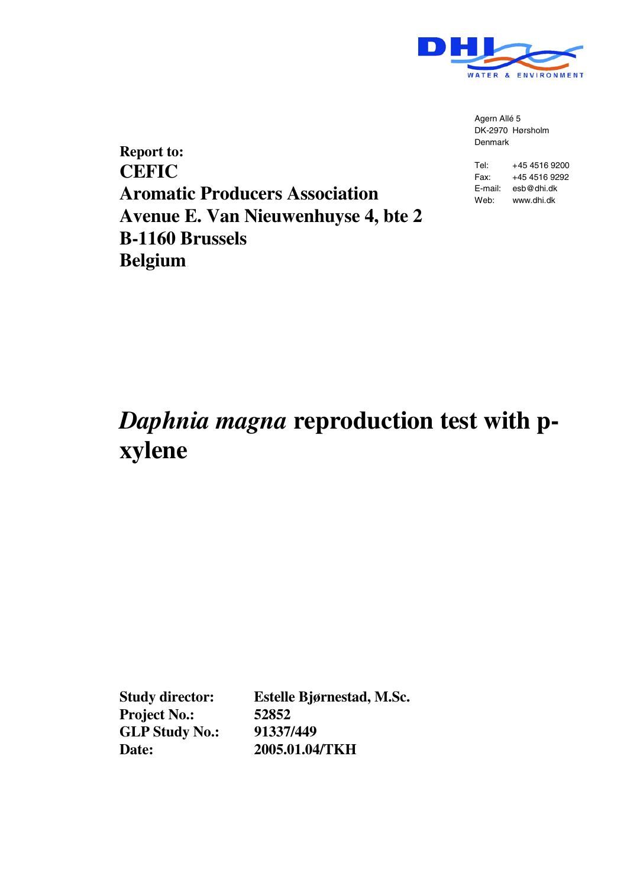DHI WATER & ENVIRONMENT

Agern Allé 5
DK-2970 Hørsholm
Denmark

Tel: +45 4516 9200
Fax: +45 4516 9292
E-mail: esb@dhi.dk
Web: www.dhi.dk

**Report to:**
**CEFIC**
**Aromatic Producers Association**
**Avenue E. Van Nieuwenhuyse 4, bte 2**
**B-1160 Brussels**
**Belgium**

# *Daphnia magna* reproduction test with p-xylene

| | |
|---|---|
| **Study director:** | **Estelle Bjørnestad, M.Sc.** |
| **Project No.:** | **52852** |
| **GLP Study No.:** | **91337/449** |
| **Date:** | **2005.01.04/TKH** |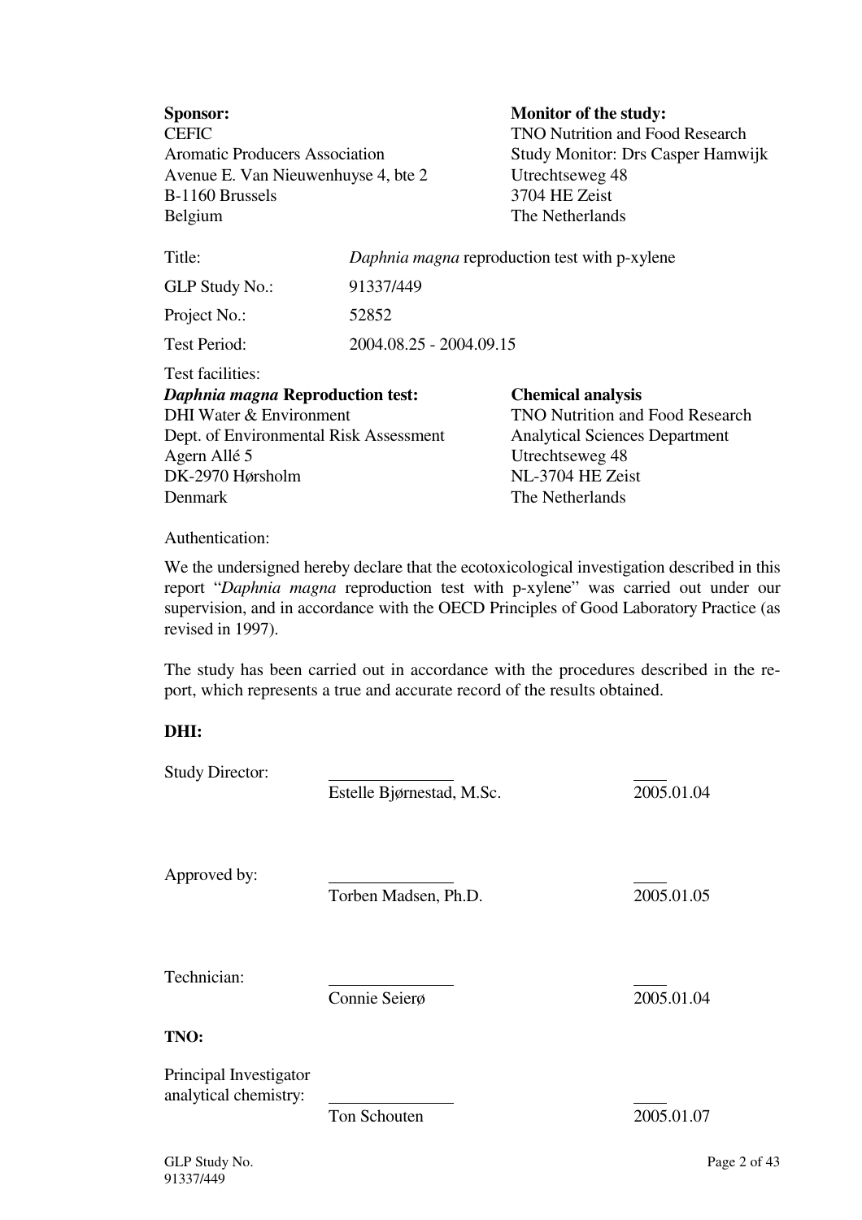**Sponsor:**
CEFIC
Aromatic Producers Association
Avenue E. Van Nieuwenhuyse 4, bte 2
B-1160 Brussels
Belgium

**Monitor of the study:**
TNO Nutrition and Food Research
Study Monitor: Drs Casper Hamwijk
Utrechtseweg 48
3704 HE Zeist
The Netherlands

| | |
|---|---|
| Title: | *Daphnia magna* reproduction test with p-xylene |
| GLP Study No.: | 91337/449 |
| Project No.: | 52852 |
| Test Period: | 2004.08.25 - 2004.09.15 |

Test facilities:

***Daphnia magna* Reproduction test:**
DHI Water & Environment
Dept. of Environmental Risk Assessment
Agern Allé 5
DK-2970 Hørsholm
Denmark

**Chemical analysis**
TNO Nutrition and Food Research
Analytical Sciences Department
Utrechtseweg 48
NL-3704 HE Zeist
The Netherlands

Authentication:

We the undersigned hereby declare that the ecotoxicological investigation described in this report "*Daphnia magna* reproduction test with p-xylene" was carried out under our supervision, and in accordance with the OECD Principles of Good Laboratory Practice (as revised in 1997).

The study has been carried out in accordance with the procedures described in the report, which represents a true and accurate record of the results obtained.

**DHI:**

| | | |
|---|---|---|
| Study Director: | Estelle Bjørnestad, M.Sc. | 2005.01.04 |
| Approved by: | Torben Madsen, Ph.D. | 2005.01.05 |
| Technician: | Connie Seierø | 2005.01.04 |

**TNO:**

| | | |
|---|---|---|
| Principal Investigator analytical chemistry: | Ton Schouten | 2005.01.07 |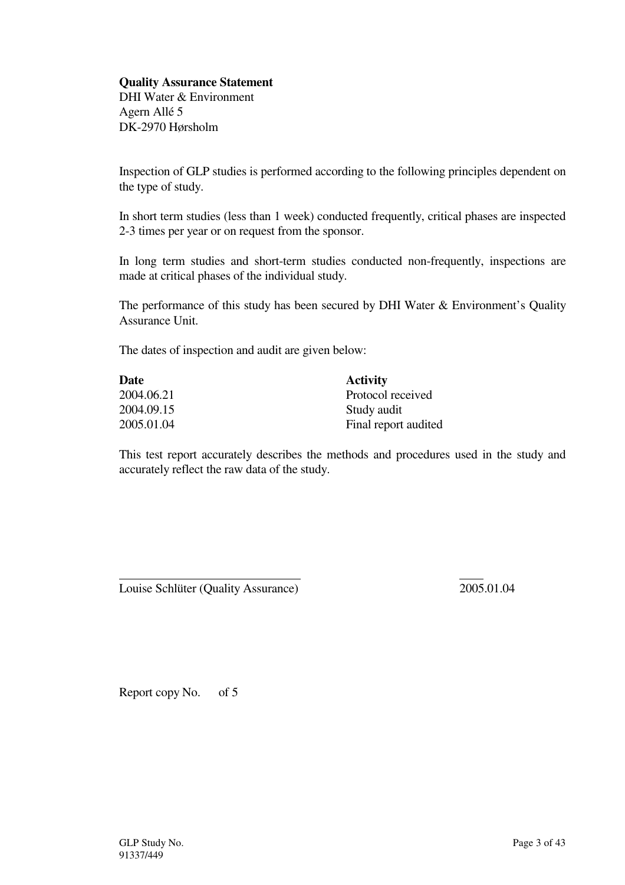**Quality Assurance Statement**
DHI Water & Environment
Agern Allé 5
DK-2970 Hørsholm

Inspection of GLP studies is performed according to the following principles dependent on the type of study.

In short term studies (less than 1 week) conducted frequently, critical phases are inspected 2-3 times per year or on request from the sponsor.

In long term studies and short-term studies conducted non-frequently, inspections are made at critical phases of the individual study.

The performance of this study has been secured by DHI Water & Environment's Quality Assurance Unit.

The dates of inspection and audit are given below:

| **Date** | **Activity** |
|---|---|
| 2004.06.21 | Protocol received |
| 2004.09.15 | Study audit |
| 2005.01.04 | Final report audited |

This test report accurately describes the methods and procedures used in the study and accurately reflect the raw data of the study.

Louise Schlüter (Quality Assurance) 2005.01.04

Report copy No. of 5

GLP Study No.
91337/449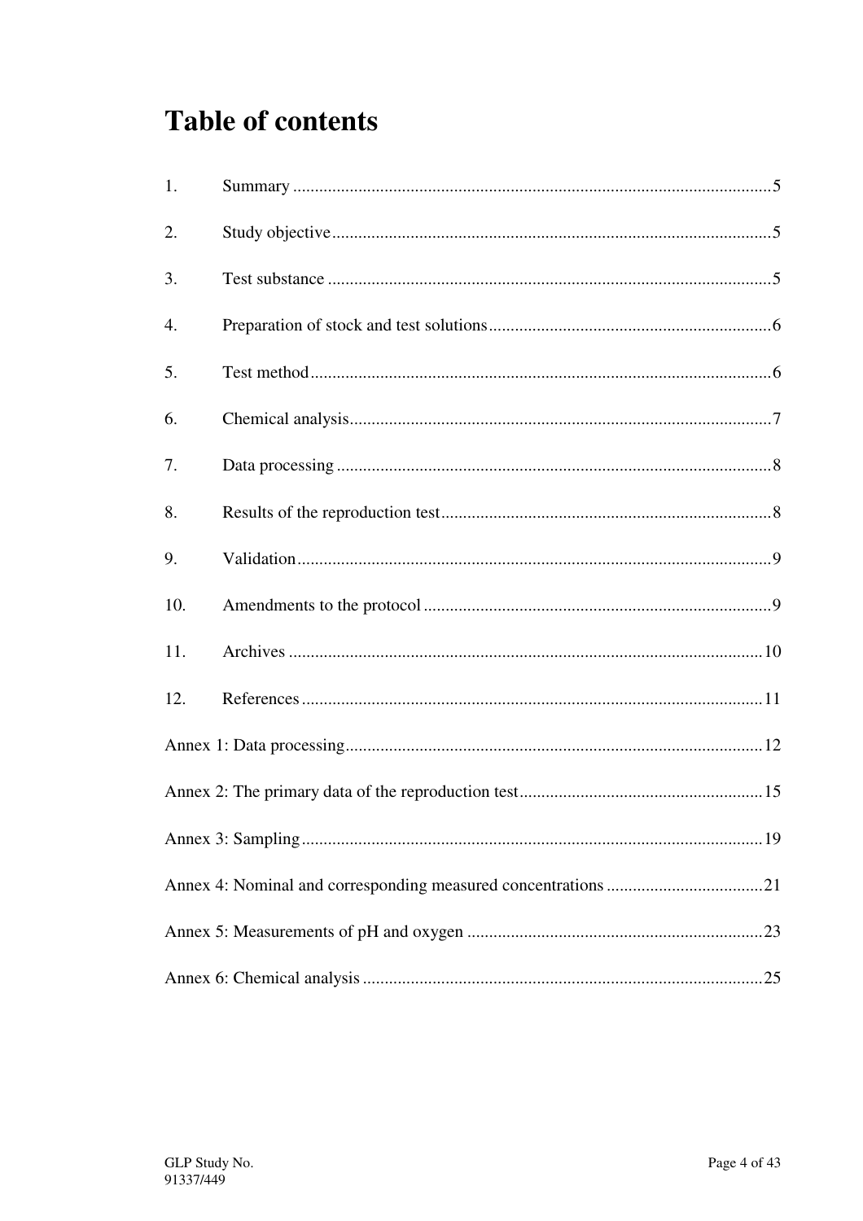# Table of contents

1. Summary ....................................................................................................5
2. Study objective ..........................................................................................5
3. Test substance ...........................................................................................5
4. Preparation of stock and test solutions ....................................................6
5. Test method ...............................................................................................6
6. Chemical analysis ......................................................................................7
7. Data processing .........................................................................................8
8. Results of the reproduction test .................................................................8
9. Validation ...................................................................................................9
10. Amendments to the protocol ....................................................................9
11. Archives ..................................................................................................10
12. References ..............................................................................................11

Annex 1: Data processing ..............................................................................12

Annex 2: The primary data of the reproduction test .......................................15

Annex 3: Sampling .........................................................................................19

Annex 4: Nominal and corresponding measured concentrations ...................21

Annex 5: Measurements of pH and oxygen ...................................................23

Annex 6: Chemical analysis ...........................................................................25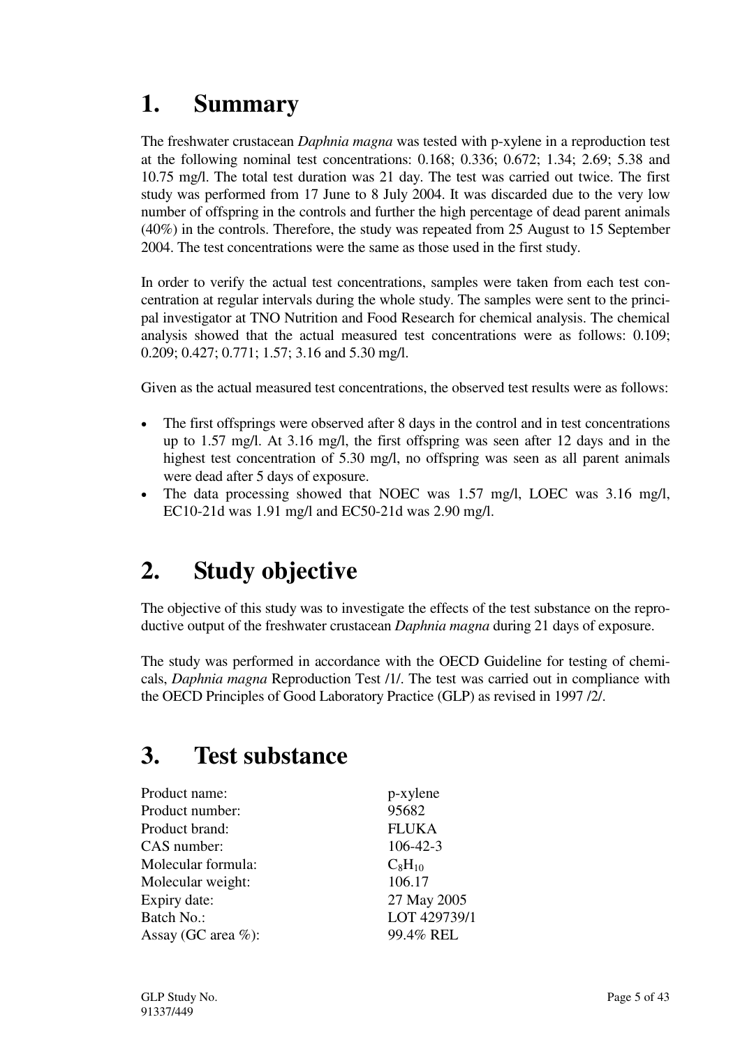# 1. Summary

The freshwater crustacean *Daphnia magna* was tested with p-xylene in a reproduction test at the following nominal test concentrations: 0.168; 0.336; 0.672; 1.34; 2.69; 5.38 and 10.75 mg/l. The total test duration was 21 day. The test was carried out twice. The first study was performed from 17 June to 8 July 2004. It was discarded due to the very low number of offspring in the controls and further the high percentage of dead parent animals (40%) in the controls. Therefore, the study was repeated from 25 August to 15 September 2004. The test concentrations were the same as those used in the first study.

In order to verify the actual test concentrations, samples were taken from each test concentration at regular intervals during the whole study. The samples were sent to the principal investigator at TNO Nutrition and Food Research for chemical analysis. The chemical analysis showed that the actual measured test concentrations were as follows: 0.109; 0.209; 0.427; 0.771; 1.57; 3.16 and 5.30 mg/l.

Given as the actual measured test concentrations, the observed test results were as follows:

- The first offsprings were observed after 8 days in the control and in test concentrations up to 1.57 mg/l. At 3.16 mg/l, the first offspring was seen after 12 days and in the highest test concentration of 5.30 mg/l, no offspring was seen as all parent animals were dead after 5 days of exposure.
- The data processing showed that NOEC was 1.57 mg/l, LOEC was 3.16 mg/l, EC10-21d was 1.91 mg/l and EC50-21d was 2.90 mg/l.

# 2. Study objective

The objective of this study was to investigate the effects of the test substance on the reproductive output of the freshwater crustacean *Daphnia magna* during 21 days of exposure.

The study was performed in accordance with the OECD Guideline for testing of chemicals, *Daphnia magna* Reproduction Test /1/. The test was carried out in compliance with the OECD Principles of Good Laboratory Practice (GLP) as revised in 1997 /2/.

# 3. Test substance

| | |
|---|---|
| Product name: | p-xylene |
| Product number: | 95682 |
| Product brand: | FLUKA |
| CAS number: | 106-42-3 |
| Molecular formula: | $C_8H_{10}$ |
| Molecular weight: | 106.17 |
| Expiry date: | 27 May 2005 |
| Batch No.: | LOT 429739/1 |
| Assay (GC area %): | 99.4% REL |

GLP Study No. 91337/449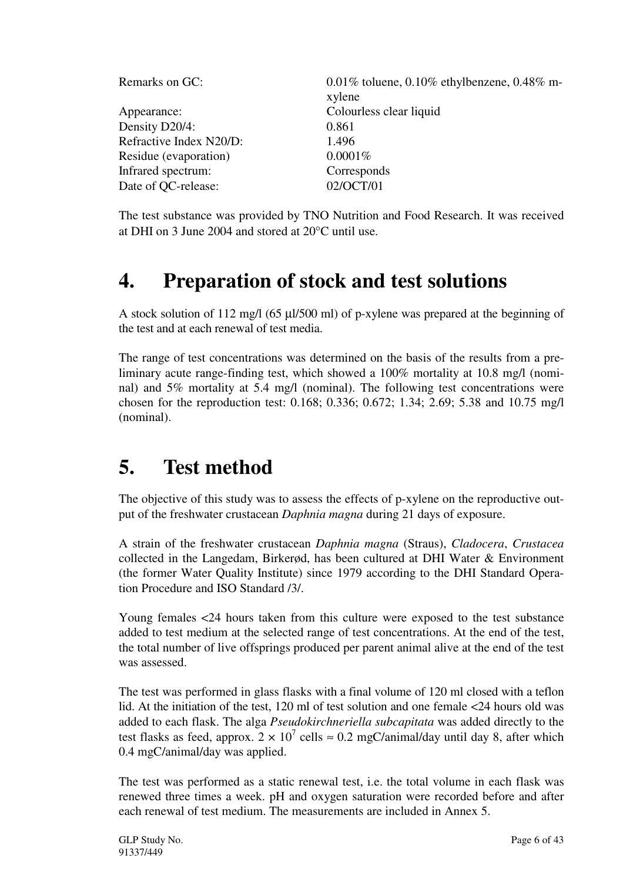| | |
|---|---|
| Remarks on GC: | 0.01% toluene, 0.10% ethylbenzene, 0.48% m-xylene |
| Appearance: | Colourless clear liquid |
| Density D20/4: | 0.861 |
| Refractive Index N20/D: | 1.496 |
| Residue (evaporation) | 0.0001% |
| Infrared spectrum: | Corresponds |
| Date of QC-release: | 02/OCT/01 |

The test substance was provided by TNO Nutrition and Food Research. It was received at DHI on 3 June 2004 and stored at 20°C until use.

# 4. Preparation of stock and test solutions

A stock solution of 112 mg/l (65 µl/500 ml) of p-xylene was prepared at the beginning of the test and at each renewal of test media.

The range of test concentrations was determined on the basis of the results from a preliminary acute range-finding test, which showed a 100% mortality at 10.8 mg/l (nominal) and 5% mortality at 5.4 mg/l (nominal). The following test concentrations were chosen for the reproduction test: 0.168; 0.336; 0.672; 1.34; 2.69; 5.38 and 10.75 mg/l (nominal).

# 5. Test method

The objective of this study was to assess the effects of p-xylene on the reproductive output of the freshwater crustacean *Daphnia magna* during 21 days of exposure.

A strain of the freshwater crustacean *Daphnia magna* (Straus), *Cladocera*, *Crustacea* collected in the Langedam, Birkerød, has been cultured at DHI Water & Environment (the former Water Quality Institute) since 1979 according to the DHI Standard Operation Procedure and ISO Standard /3/.

Young females <24 hours taken from this culture were exposed to the test substance added to test medium at the selected range of test concentrations. At the end of the test, the total number of live offsprings produced per parent animal alive at the end of the test was assessed.

The test was performed in glass flasks with a final volume of 120 ml closed with a teflon lid. At the initiation of the test, 120 ml of test solution and one female <24 hours old was added to each flask. The alga *Pseudokirchneriella subcapitata* was added directly to the test flasks as feed, approx. $2 \times 10^7$ cells ≈ 0.2 mgC/animal/day until day 8, after which 0.4 mgC/animal/day was applied.

The test was performed as a static renewal test, i.e. the total volume in each flask was renewed three times a week. pH and oxygen saturation were recorded before and after each renewal of test medium. The measurements are included in Annex 5.

GLP Study No. 91337/449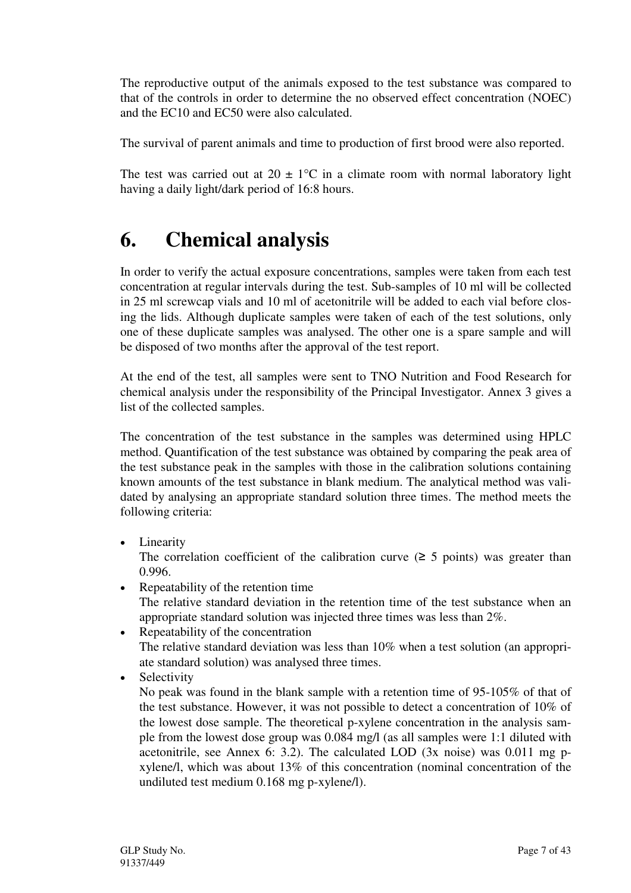The reproductive output of the animals exposed to the test substance was compared to that of the controls in order to determine the no observed effect concentration (NOEC) and the EC10 and EC50 were also calculated.

The survival of parent animals and time to production of first brood were also reported.

The test was carried out at 20 ± 1°C in a climate room with normal laboratory light having a daily light/dark period of 16:8 hours.

# 6. Chemical analysis

In order to verify the actual exposure concentrations, samples were taken from each test concentration at regular intervals during the test. Sub-samples of 10 ml will be collected in 25 ml screwcap vials and 10 ml of acetonitrile will be added to each vial before closing the lids. Although duplicate samples were taken of each of the test solutions, only one of these duplicate samples was analysed. The other one is a spare sample and will be disposed of two months after the approval of the test report.

At the end of the test, all samples were sent to TNO Nutrition and Food Research for chemical analysis under the responsibility of the Principal Investigator. Annex 3 gives a list of the collected samples.

The concentration of the test substance in the samples was determined using HPLC method. Quantification of the test substance was obtained by comparing the peak area of the test substance peak in the samples with those in the calibration solutions containing known amounts of the test substance in blank medium. The analytical method was validated by analysing an appropriate standard solution three times. The method meets the following criteria:

- Linearity
  The correlation coefficient of the calibration curve (≥ 5 points) was greater than 0.996.
- Repeatability of the retention time
  The relative standard deviation in the retention time of the test substance when an appropriate standard solution was injected three times was less than 2%.
- Repeatability of the concentration
  The relative standard deviation was less than 10% when a test solution (an appropriate standard solution) was analysed three times.
- Selectivity
  No peak was found in the blank sample with a retention time of 95-105% of that of the test substance. However, it was not possible to detect a concentration of 10% of the lowest dose sample. The theoretical p-xylene concentration in the analysis sample from the lowest dose group was 0.084 mg/l (as all samples were 1:1 diluted with acetonitrile, see Annex 6: 3.2). The calculated LOD (3x noise) was 0.011 mg p-xylene/l, which was about 13% of this concentration (nominal concentration of the undiluted test medium 0.168 mg p-xylene/l).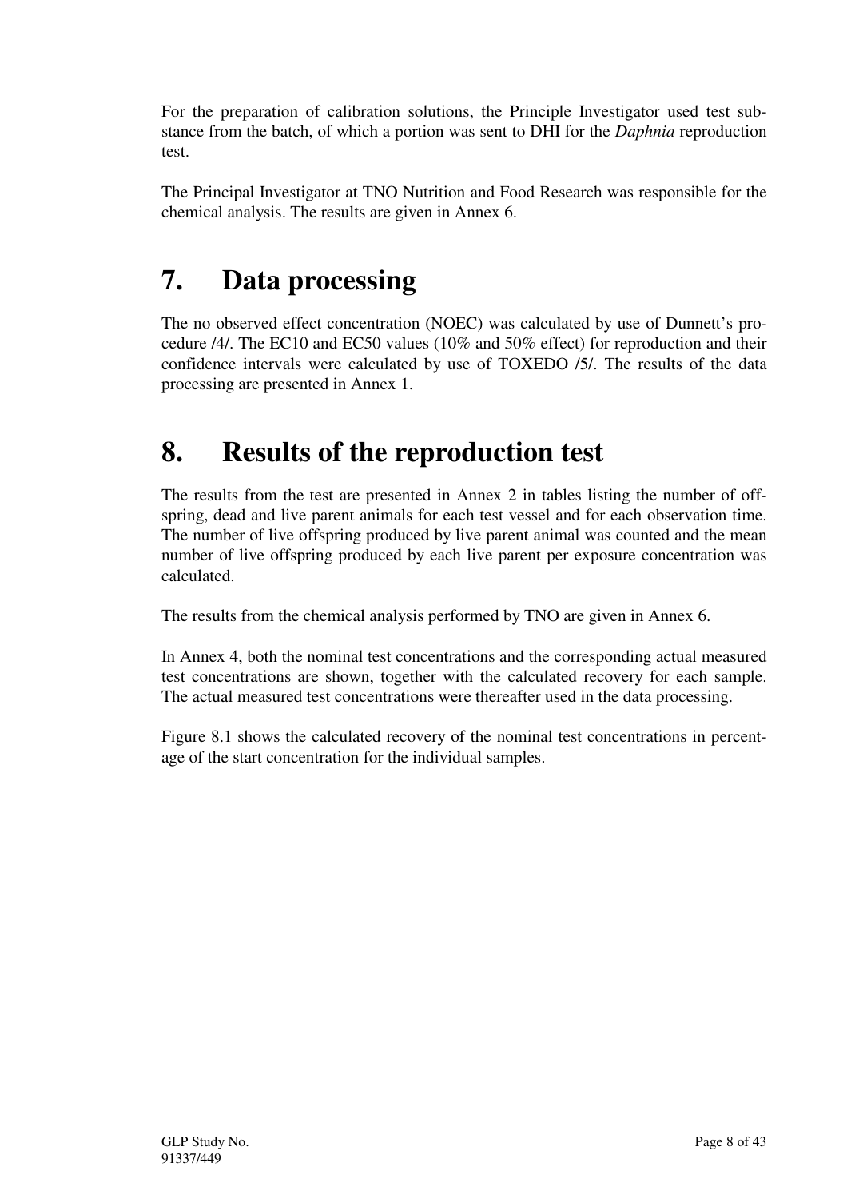For the preparation of calibration solutions, the Principle Investigator used test substance from the batch, of which a portion was sent to DHI for the *Daphnia* reproduction test.

The Principal Investigator at TNO Nutrition and Food Research was responsible for the chemical analysis. The results are given in Annex 6.

# 7. Data processing

The no observed effect concentration (NOEC) was calculated by use of Dunnett's procedure /4/. The EC10 and EC50 values (10% and 50% effect) for reproduction and their confidence intervals were calculated by use of TOXEDO /5/. The results of the data processing are presented in Annex 1.

# 8. Results of the reproduction test

The results from the test are presented in Annex 2 in tables listing the number of offspring, dead and live parent animals for each test vessel and for each observation time. The number of live offspring produced by live parent animal was counted and the mean number of live offspring produced by each live parent per exposure concentration was calculated.

The results from the chemical analysis performed by TNO are given in Annex 6.

In Annex 4, both the nominal test concentrations and the corresponding actual measured test concentrations are shown, together with the calculated recovery for each sample. The actual measured test concentrations were thereafter used in the data processing.

Figure 8.1 shows the calculated recovery of the nominal test concentrations in percentage of the start concentration for the individual samples.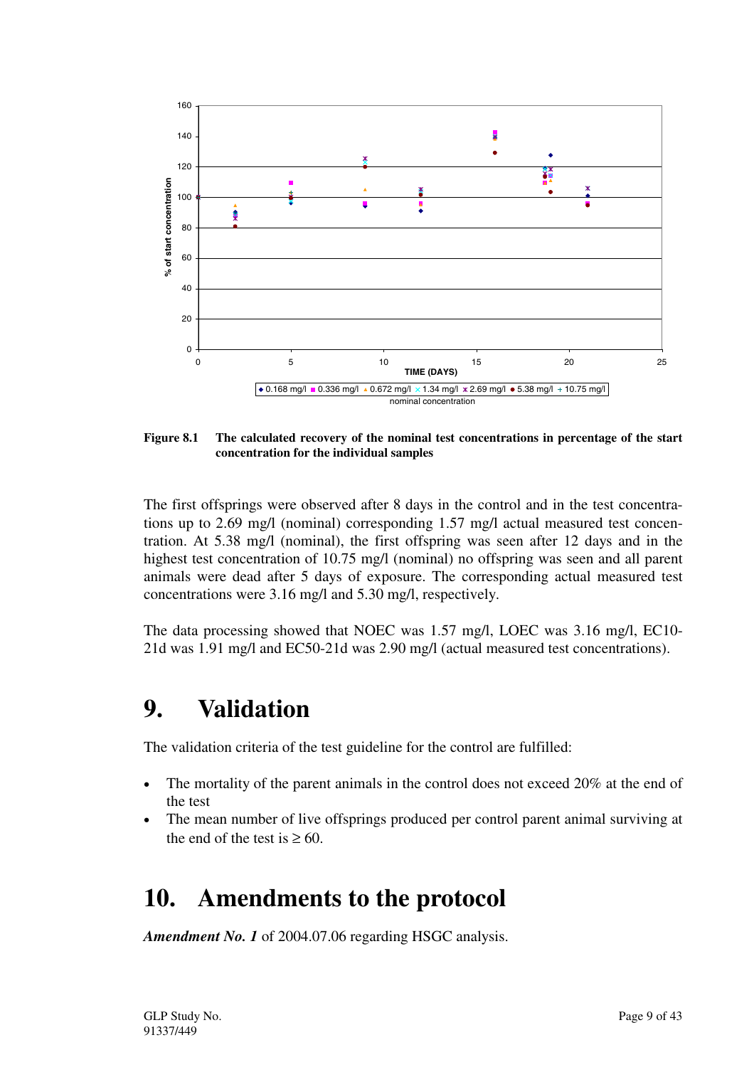**Figure 8.1** **The calculated recovery of the nominal test concentrations in percentage of the start concentration for the individual samples**

The first offsprings were observed after 8 days in the control and in the test concentrations up to 2.69 mg/l (nominal) corresponding 1.57 mg/l actual measured test concentration. At 5.38 mg/l (nominal), the first offspring was seen after 12 days and in the highest test concentration of 10.75 mg/l (nominal) no offspring was seen and all parent animals were dead after 5 days of exposure. The corresponding actual measured test concentrations were 3.16 mg/l and 5.30 mg/l, respectively.

The data processing showed that NOEC was 1.57 mg/l, LOEC was 3.16 mg/l, EC10-21d was 1.91 mg/l and EC50-21d was 2.90 mg/l (actual measured test concentrations).

# 9. Validation

The validation criteria of the test guideline for the control are fulfilled:

- The mortality of the parent animals in the control does not exceed 20% at the end of the test
- The mean number of live offsprings produced per control parent animal surviving at the end of the test is ≥ 60.

# 10. Amendments to the protocol

***Amendment No. 1*** of 2004.07.06 regarding HSGC analysis.

GLP Study No. 91337/449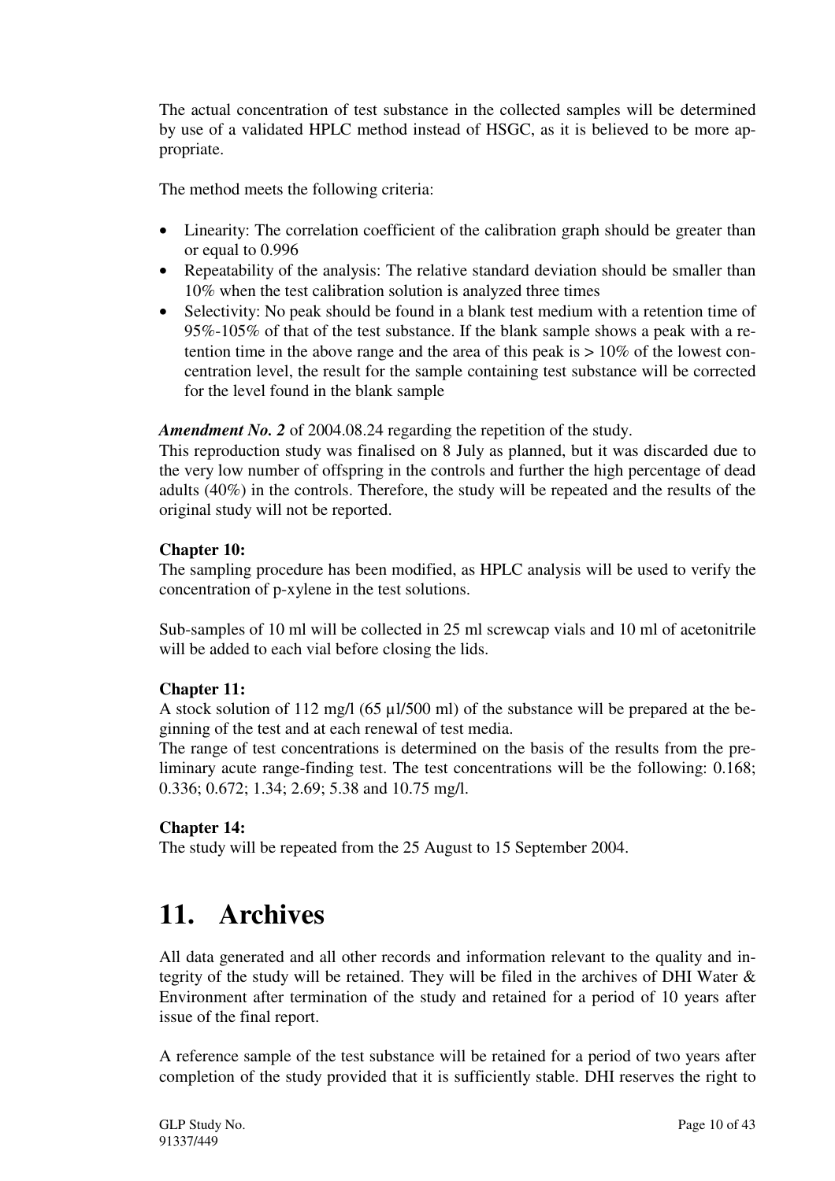The actual concentration of test substance in the collected samples will be determined by use of a validated HPLC method instead of HSGC, as it is believed to be more appropriate.

The method meets the following criteria:

- Linearity: The correlation coefficient of the calibration graph should be greater than or equal to 0.996
- Repeatability of the analysis: The relative standard deviation should be smaller than 10% when the test calibration solution is analyzed three times
- Selectivity: No peak should be found in a blank test medium with a retention time of 95%-105% of that of the test substance. If the blank sample shows a peak with a retention time in the above range and the area of this peak is > 10% of the lowest concentration level, the result for the sample containing test substance will be corrected for the level found in the blank sample

***Amendment No. 2*** of 2004.08.24 regarding the repetition of the study.
This reproduction study was finalised on 8 July as planned, but it was discarded due to the very low number of offspring in the controls and further the high percentage of dead adults (40%) in the controls. Therefore, the study will be repeated and the results of the original study will not be reported.

**Chapter 10:**
The sampling procedure has been modified, as HPLC analysis will be used to verify the concentration of p-xylene in the test solutions.

Sub-samples of 10 ml will be collected in 25 ml screwcap vials and 10 ml of acetonitrile will be added to each vial before closing the lids.

**Chapter 11:**
A stock solution of 112 mg/l (65 µl/500 ml) of the substance will be prepared at the beginning of the test and at each renewal of test media.
The range of test concentrations is determined on the basis of the results from the preliminary acute range-finding test. The test concentrations will be the following: 0.168; 0.336; 0.672; 1.34; 2.69; 5.38 and 10.75 mg/l.

**Chapter 14:**
The study will be repeated from the 25 August to 15 September 2004.

# 11. Archives

All data generated and all other records and information relevant to the quality and integrity of the study will be retained. They will be filed in the archives of DHI Water & Environment after termination of the study and retained for a period of 10 years after issue of the final report.

A reference sample of the test substance will be retained for a period of two years after completion of the study provided that it is sufficiently stable. DHI reserves the right to

GLP Study No. 91337/449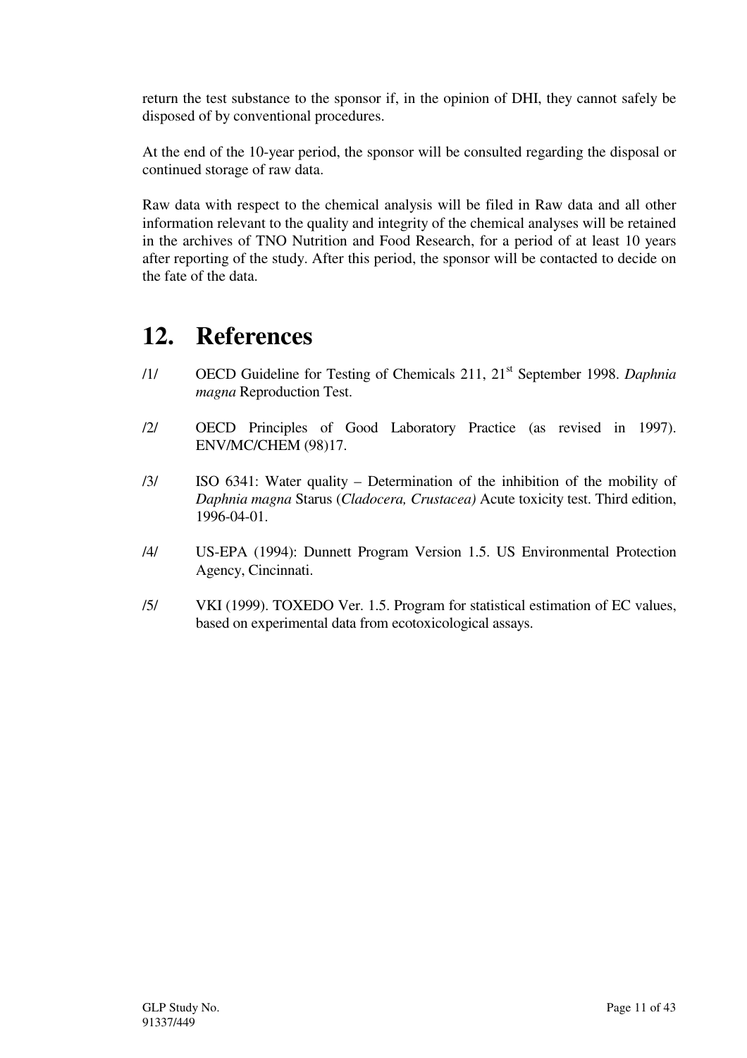return the test substance to the sponsor if, in the opinion of DHI, they cannot safely be disposed of by conventional procedures.

At the end of the 10-year period, the sponsor will be consulted regarding the disposal or continued storage of raw data.

Raw data with respect to the chemical analysis will be filed in Raw data and all other information relevant to the quality and integrity of the chemical analyses will be retained in the archives of TNO Nutrition and Food Research, for a period of at least 10 years after reporting of the study. After this period, the sponsor will be contacted to decide on the fate of the data.

# 12. References

/1/ OECD Guideline for Testing of Chemicals 211, 21st September 1998. *Daphnia magna* Reproduction Test.

/2/ OECD Principles of Good Laboratory Practice (as revised in 1997). ENV/MC/CHEM (98)17.

/3/ ISO 6341: Water quality – Determination of the inhibition of the mobility of *Daphnia magna* Starus (*Cladocera, Crustacea)* Acute toxicity test. Third edition, 1996-04-01.

/4/ US-EPA (1994): Dunnett Program Version 1.5. US Environmental Protection Agency, Cincinnati.

/5/ VKI (1999). TOXEDO Ver. 1.5. Program for statistical estimation of EC values, based on experimental data from ecotoxicological assays.

GLP Study No. 91337/449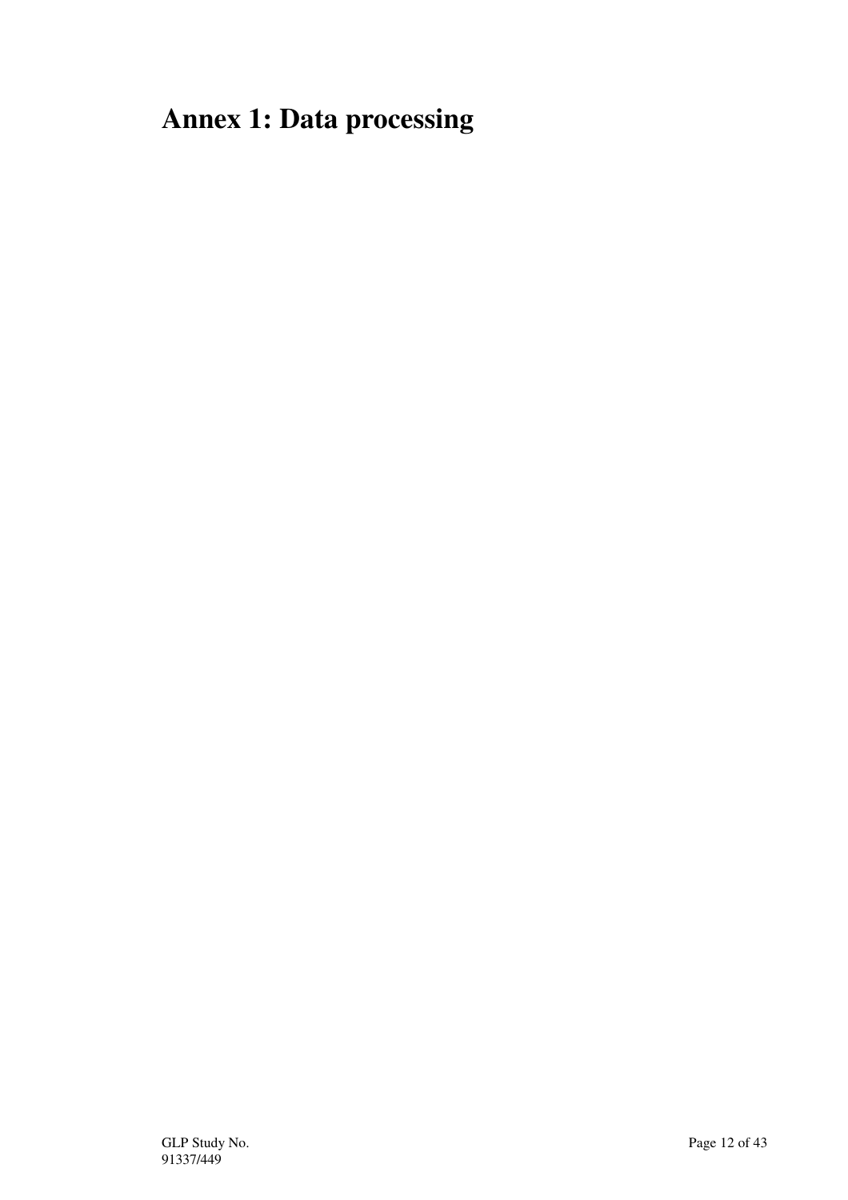# Annex 1: Data processing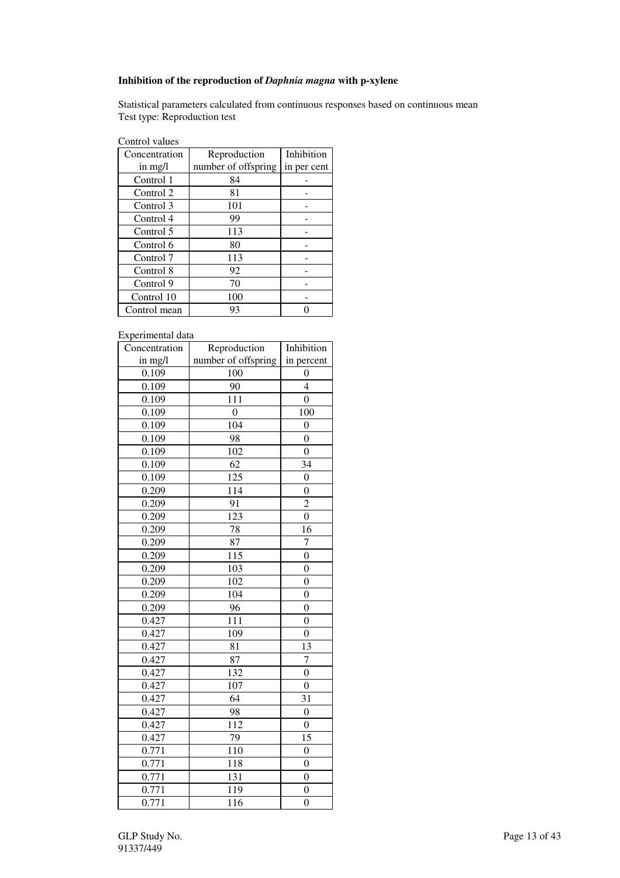**Inhibition of the reproduction of *Daphnia magna* with p-xylene**

Statistical parameters calculated from continuous responses based on continuous mean
Test type: Reproduction test

Control values

| Concentration in mg/l | Reproduction number of offspring | Inhibition in per cent |
|---|---|---|
| Control 1 | 84 | - |
| Control 2 | 81 | - |
| Control 3 | 101 | - |
| Control 4 | 99 | - |
| Control 5 | 113 | - |
| Control 6 | 80 | - |
| Control 7 | 113 | - |
| Control 8 | 92 | - |
| Control 9 | 70 | - |
| Control 10 | 100 | - |
| Control mean | 93 | 0 |

Experimental data

| Concentration in mg/l | Reproduction number of offspring | Inhibition in percent |
|---|---|---|
| 0.109 | 100 | 0 |
| 0.109 | 90 | 4 |
| 0.109 | 111 | 0 |
| 0.109 | 0 | 100 |
| 0.109 | 104 | 0 |
| 0.109 | 98 | 0 |
| 0.109 | 102 | 0 |
| 0.109 | 62 | 34 |
| 0.109 | 125 | 0 |
| 0.209 | 114 | 0 |
| 0.209 | 91 | 2 |
| 0.209 | 123 | 0 |
| 0.209 | 78 | 16 |
| 0.209 | 87 | 7 |
| 0.209 | 115 | 0 |
| 0.209 | 103 | 0 |
| 0.209 | 102 | 0 |
| 0.209 | 104 | 0 |
| 0.209 | 96 | 0 |
| 0.427 | 111 | 0 |
| 0.427 | 109 | 0 |
| 0.427 | 81 | 13 |
| 0.427 | 87 | 7 |
| 0.427 | 132 | 0 |
| 0.427 | 107 | 0 |
| 0.427 | 64 | 31 |
| 0.427 | 98 | 0 |
| 0.427 | 112 | 0 |
| 0.427 | 79 | 15 |
| 0.771 | 110 | 0 |
| 0.771 | 118 | 0 |
| 0.771 | 131 | 0 |
| 0.771 | 119 | 0 |
| 0.771 | 116 | 0 |

GLP Study No. 91337/449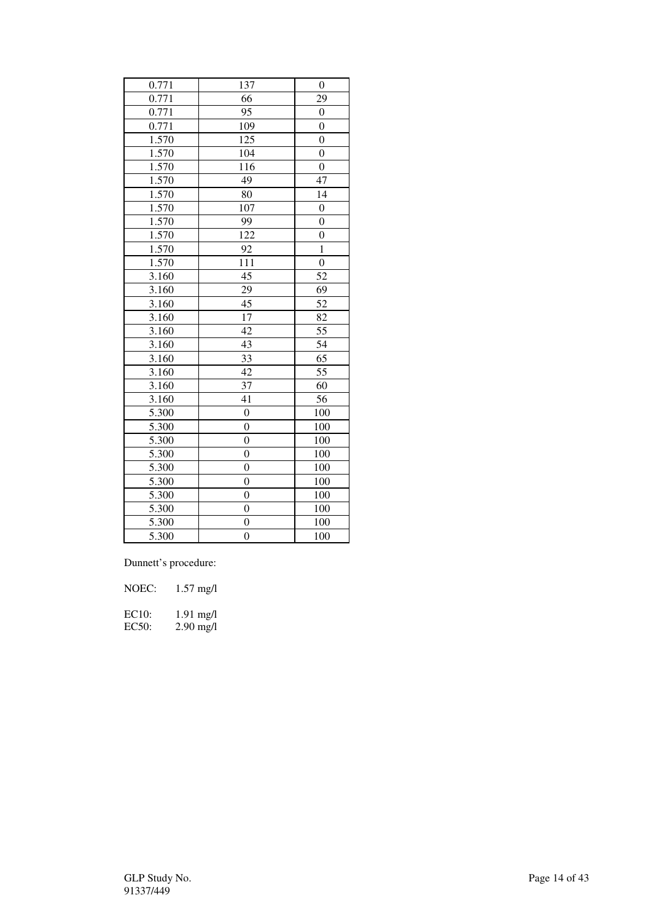| | | |
|---|---|---|
| 0.771 | 137 | 0 |
| 0.771 | 66 | 29 |
| 0.771 | 95 | 0 |
| 0.771 | 109 | 0 |
| 1.570 | 125 | 0 |
| 1.570 | 104 | 0 |
| 1.570 | 116 | 0 |
| 1.570 | 49 | 47 |
| 1.570 | 80 | 14 |
| 1.570 | 107 | 0 |
| 1.570 | 99 | 0 |
| 1.570 | 122 | 0 |
| 1.570 | 92 | 1 |
| 1.570 | 111 | 0 |
| 3.160 | 45 | 52 |
| 3.160 | 29 | 69 |
| 3.160 | 45 | 52 |
| 3.160 | 17 | 82 |
| 3.160 | 42 | 55 |
| 3.160 | 43 | 54 |
| 3.160 | 33 | 65 |
| 3.160 | 42 | 55 |
| 3.160 | 37 | 60 |
| 3.160 | 41 | 56 |
| 5.300 | 0 | 100 |
| 5.300 | 0 | 100 |
| 5.300 | 0 | 100 |
| 5.300 | 0 | 100 |
| 5.300 | 0 | 100 |
| 5.300 | 0 | 100 |
| 5.300 | 0 | 100 |
| 5.300 | 0 | 100 |
| 5.300 | 0 | 100 |
| 5.300 | 0 | 100 |

Dunnett's procedure:

NOEC: 1.57 mg/l

EC10: 1.91 mg/l
EC50: 2.90 mg/l

GLP Study No.
91337/449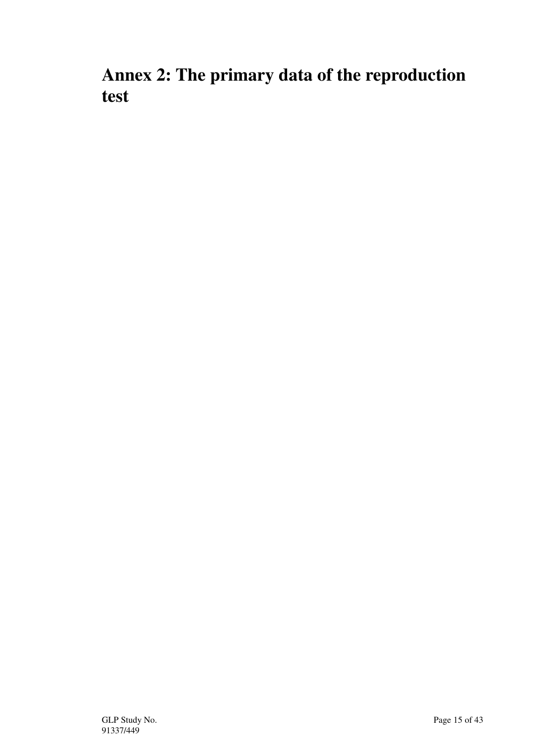# Annex 2: The primary data of the reproduction test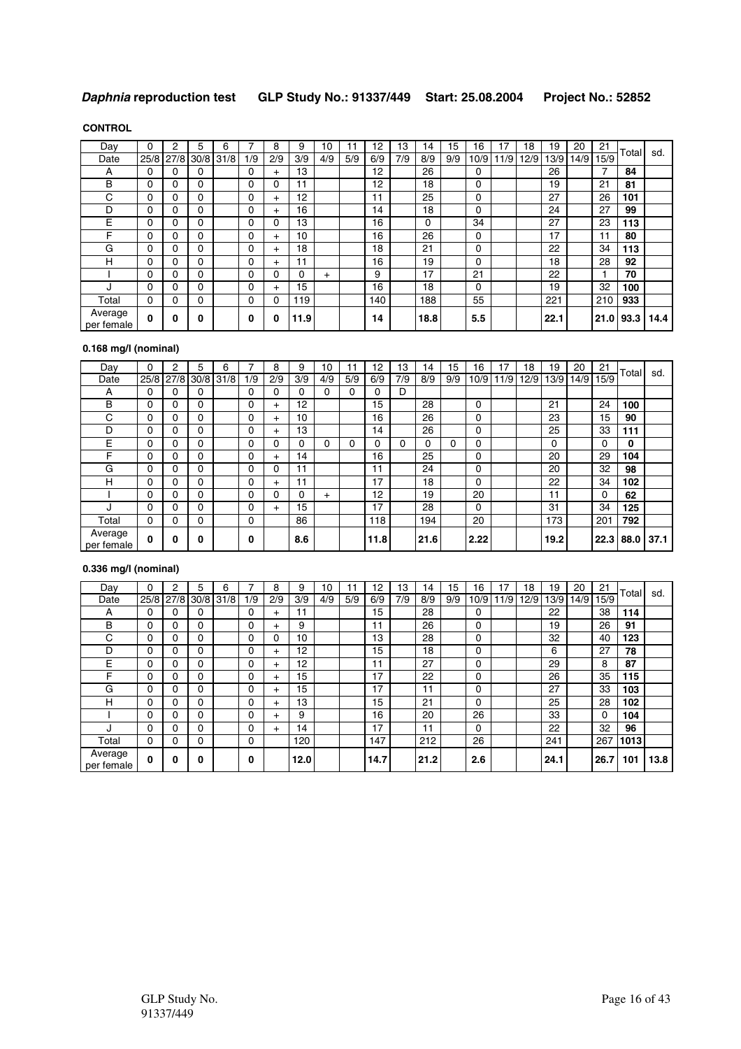## *Daphnia* reproduction test GLP Study No.: 91337/449 Start: 25.08.2004 Project No.: 52852

**CONTROL**

| Day | 0 | 2 | 5 | 6 | 7 | 8 | 9 | 10 | 11 | 12 | 13 | 14 | 15 | 16 | 17 | 18 | 19 | 20 | 21 | Total | sd. |
|---|---|---|---|---|---|---|---|---|---|---|---|---|---|---|---|---|---|---|---|---|---|
| Date | 25/8 | 27/8 | 30/8 | 31/8 | 1/9 | 2/9 | 3/9 | 4/9 | 5/9 | 6/9 | 7/9 | 8/9 | 9/9 | 10/9 | 11/9 | 12/9 | 13/9 | 14/9 | 15/9 | | |
| A | 0 | 0 | 0 | | 0 | + | 13 | | | 12 | | 26 | | 0 | | | 26 | | 7 | **84** | |
| B | 0 | 0 | 0 | | 0 | 0 | 11 | | | 12 | | 18 | | 0 | | | 19 | | 21 | **81** | |
| C | 0 | 0 | 0 | | 0 | + | 12 | | | 11 | | 25 | | 0 | | | 27 | | 26 | **101** | |
| D | 0 | 0 | 0 | | 0 | + | 16 | | | 14 | | 18 | | 0 | | | 24 | | 27 | **99** | |
| E | 0 | 0 | 0 | | 0 | 0 | 13 | | | 16 | | 0 | | 34 | | | 27 | | 23 | **113** | |
| F | 0 | 0 | 0 | | 0 | + | 10 | | | 16 | | 26 | | 0 | | | 17 | | 11 | **80** | |
| G | 0 | 0 | 0 | | 0 | + | 18 | | | 18 | | 21 | | 0 | | | 22 | | 34 | **113** | |
| H | 0 | 0 | 0 | | 0 | + | 11 | | | 16 | | 19 | | 0 | | | 18 | | 28 | **92** | |
| I | 0 | 0 | 0 | | 0 | 0 | 0 | + | | 9 | | 17 | | 21 | | | 22 | | 1 | **70** | |
| J | 0 | 0 | 0 | | 0 | + | 15 | | | 16 | | 18 | | 0 | | | 19 | | 32 | **100** | |
| Total | 0 | 0 | 0 | | 0 | 0 | 119 | | | 140 | | 188 | | 55 | | | 221 | | 210 | **933** | |
| Average per female | **0** | **0** | **0** | | **0** | **0** | **11.9** | | | **14** | | **18.8** | | **5.5** | | | **22.1** | | **21.0** | **93.3** | **14.4** |

**0.168 mg/l (nominal)**

| Day | 0 | 2 | 5 | 6 | 7 | 8 | 9 | 10 | 11 | 12 | 13 | 14 | 15 | 16 | 17 | 18 | 19 | 20 | 21 | Total | sd. |
|---|---|---|---|---|---|---|---|---|---|---|---|---|---|---|---|---|---|---|---|---|---|
| Date | 25/8 | 27/8 | 30/8 | 31/8 | 1/9 | 2/9 | 3/9 | 4/9 | 5/9 | 6/9 | 7/9 | 8/9 | 9/9 | 10/9 | 11/9 | 12/9 | 13/9 | 14/9 | 15/9 | | |
| A | 0 | 0 | 0 | | 0 | 0 | 0 | 0 | 0 | 0 | D | | | | | | | | | | |
| B | 0 | 0 | 0 | | 0 | + | 12 | | | 15 | | 28 | | 0 | | | 21 | | 24 | **100** | |
| C | 0 | 0 | 0 | | 0 | + | 10 | | | 16 | | 26 | | 0 | | | 23 | | 15 | **90** | |
| D | 0 | 0 | 0 | | 0 | + | 13 | | | 14 | | 26 | | 0 | | | 25 | | 33 | **111** | |
| E | 0 | 0 | 0 | | 0 | 0 | 0 | 0 | 0 | 0 | 0 | 0 | 0 | 0 | | | 0 | | 0 | **0** | |
| F | 0 | 0 | 0 | | 0 | + | 14 | | | 16 | | 25 | | 0 | | | 20 | | 29 | **104** | |
| G | 0 | 0 | 0 | | 0 | 0 | 11 | | | 11 | | 24 | | 0 | | | 20 | | 32 | **98** | |
| H | 0 | 0 | 0 | | 0 | + | 11 | | | 17 | | 18 | | 0 | | | 22 | | 34 | **102** | |
| I | 0 | 0 | 0 | | 0 | 0 | 0 | + | | 12 | | 19 | | 20 | | | 11 | | 0 | **62** | |
| J | 0 | 0 | 0 | | 0 | + | 15 | | | 17 | | 28 | | 0 | | | 31 | | 34 | **125** | |
| Total | 0 | 0 | 0 | | 0 | | 86 | | | 118 | | 194 | | 20 | | | 173 | | 201 | **792** | |
| Average per female | **0** | **0** | **0** | | **0** | | **8.6** | | | **11.8** | | **21.6** | | **2.22** | | | **19.2** | | **22.3** | **88.0** | **37.1** |

**0.336 mg/l (nominal)**

| Day | 0 | 2 | 5 | 6 | 7 | 8 | 9 | 10 | 11 | 12 | 13 | 14 | 15 | 16 | 17 | 18 | 19 | 20 | 21 | Total | sd. |
|---|---|---|---|---|---|---|---|---|---|---|---|---|---|---|---|---|---|---|---|---|---|
| Date | 25/8 | 27/8 | 30/8 | 31/8 | 1/9 | 2/9 | 3/9 | 4/9 | 5/9 | 6/9 | 7/9 | 8/9 | 9/9 | 10/9 | 11/9 | 12/9 | 13/9 | 14/9 | 15/9 | | |
| A | 0 | 0 | 0 | | 0 | + | 11 | | | 15 | | 28 | | 0 | | | 22 | | 38 | **114** | |
| B | 0 | 0 | 0 | | 0 | + | 9 | | | 11 | | 26 | | 0 | | | 19 | | 26 | **91** | |
| C | 0 | 0 | 0 | | 0 | 0 | 10 | | | 13 | | 28 | | 0 | | | 32 | | 40 | **123** | |
| D | 0 | 0 | 0 | | 0 | + | 12 | | | 15 | | 18 | | 0 | | | 6 | | 27 | **78** | |
| E | 0 | 0 | 0 | | 0 | + | 12 | | | 11 | | 27 | | 0 | | | 29 | | 8 | **87** | |
| F | 0 | 0 | 0 | | 0 | + | 15 | | | 17 | | 22 | | 0 | | | 26 | | 35 | **115** | |
| G | 0 | 0 | 0 | | 0 | + | 15 | | | 17 | | 11 | | 0 | | | 27 | | 33 | **103** | |
| H | 0 | 0 | 0 | | 0 | + | 13 | | | 15 | | 21 | | 0 | | | 25 | | 28 | **102** | |
| I | 0 | 0 | 0 | | 0 | + | 9 | | | 16 | | 20 | | 26 | | | 33 | | 0 | **104** | |
| J | 0 | 0 | 0 | | 0 | + | 14 | | | 17 | | 11 | | 0 | | | 22 | | 32 | **96** | |
| Total | 0 | 0 | 0 | | 0 | | 120 | | | 147 | | 212 | | 26 | | | 241 | | 267 | **1013** | |
| Average per female | **0** | **0** | **0** | | **0** | | **12.0** | | | **14.7** | | **21.2** | | **2.6** | | | **24.1** | | **26.7** | **101** | **13.8** |

GLP Study No. 91337/449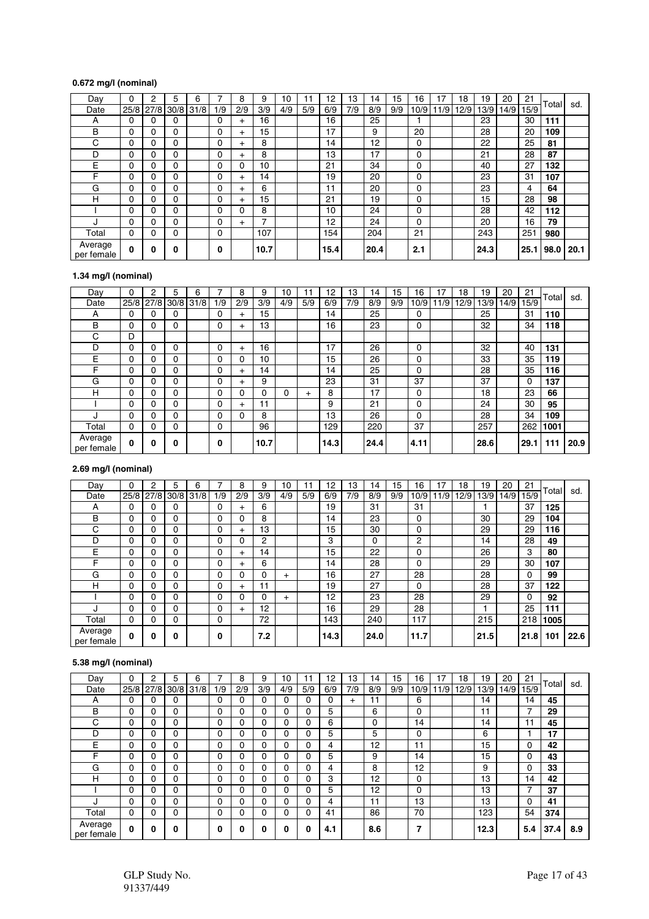**0.672 mg/l (nominal)**

| Day | 0 | 2 | 5 | 6 | 7 | 8 | 9 | 10 | 11 | 12 | 13 | 14 | 15 | 16 | 17 | 18 | 19 | 20 | 21 | Total | sd. |
|---|---|---|---|---|---|---|---|---|---|---|---|---|---|---|---|---|---|---|---|---|---|
| Date | 25/8 | 27/8 | 30/8 | 31/8 | 1/9 | 2/9 | 3/9 | 4/9 | 5/9 | 6/9 | 7/9 | 8/9 | 9/9 | 10/9 | 11/9 | 12/9 | 13/9 | 14/9 | 15/9 | | |
| A | 0 | 0 | 0 | | 0 | + | 16 | | | 16 | | 25 | | 1 | | | 23 | | 30 | **111** | |
| B | 0 | 0 | 0 | | 0 | + | 15 | | | 17 | | 9 | | 20 | | | 28 | | 20 | **109** | |
| C | 0 | 0 | 0 | | 0 | + | 8 | | | 14 | | 12 | | 0 | | | 22 | | 25 | **81** | |
| D | 0 | 0 | 0 | | 0 | + | 8 | | | 13 | | 17 | | 0 | | | 21 | | 28 | **87** | |
| E | 0 | 0 | 0 | | 0 | 0 | 10 | | | 21 | | 34 | | 0 | | | 40 | | 27 | **132** | |
| F | 0 | 0 | 0 | | 0 | + | 14 | | | 19 | | 20 | | 0 | | | 23 | | 31 | **107** | |
| G | 0 | 0 | 0 | | 0 | + | 6 | | | 11 | | 20 | | 0 | | | 23 | | 4 | **64** | |
| H | 0 | 0 | 0 | | 0 | + | 15 | | | 21 | | 19 | | 0 | | | 15 | | 28 | **98** | |
| I | 0 | 0 | 0 | | 0 | 0 | 8 | | | 10 | | 24 | | 0 | | | 28 | | 42 | **112** | |
| J | 0 | 0 | 0 | | 0 | + | 7 | | | 12 | | 24 | | 0 | | | 20 | | 16 | **79** | |
| Total | 0 | 0 | 0 | | 0 | | 107 | | | 154 | | 204 | | 21 | | | 243 | | 251 | **980** | |
| Average per female | **0** | **0** | **0** | | **0** | | **10.7** | | | **15.4** | | **20.4** | | **2.1** | | | **24.3** | | **25.1** | **98.0** | **20.1** |

**1.34 mg/l (nominal)**

| Day | 0 | 2 | 5 | 6 | 7 | 8 | 9 | 10 | 11 | 12 | 13 | 14 | 15 | 16 | 17 | 18 | 19 | 20 | 21 | Total | sd. |
|---|---|---|---|---|---|---|---|---|---|---|---|---|---|---|---|---|---|---|---|---|---|
| Date | 25/8 | 27/8 | 30/8 | 31/8 | 1/9 | 2/9 | 3/9 | 4/9 | 5/9 | 6/9 | 7/9 | 8/9 | 9/9 | 10/9 | 11/9 | 12/9 | 13/9 | 14/9 | 15/9 | | |
| A | 0 | 0 | 0 | | 0 | + | 15 | | | 14 | | 25 | | 0 | | | 25 | | 31 | **110** | |
| B | 0 | 0 | 0 | | 0 | + | 13 | | | 16 | | 23 | | 0 | | | 32 | | 34 | **118** | |
| C | D | | | | | | | | | | | | | | | | | | | | |
| D | 0 | 0 | 0 | | 0 | + | 16 | | | 17 | | 26 | | 0 | | | 32 | | 40 | **131** | |
| E | 0 | 0 | 0 | | 0 | 0 | 10 | | | 15 | | 26 | | 0 | | | 33 | | 35 | **119** | |
| F | 0 | 0 | 0 | | 0 | + | 14 | | | 14 | | 25 | | 0 | | | 28 | | 35 | **116** | |
| G | 0 | 0 | 0 | | 0 | + | 9 | | | 23 | | 31 | | 37 | | | 37 | | 0 | **137** | |
| H | 0 | 0 | 0 | | 0 | 0 | 0 | 0 | + | 8 | | 17 | | 0 | | | 18 | | 23 | **66** | |
| I | 0 | 0 | 0 | | 0 | + | 11 | | | 9 | | 21 | | 0 | | | 24 | | 30 | **95** | |
| J | 0 | 0 | 0 | | 0 | 0 | 8 | | | 13 | | 26 | | 0 | | | 28 | | 34 | **109** | |
| Total | 0 | 0 | 0 | | 0 | | 96 | | | 129 | | 220 | | 37 | | | 257 | | 262 | **1001** | |
| Average per female | **0** | **0** | **0** | | **0** | | **10.7** | | | **14.3** | | **24.4** | | **4.11** | | | **28.6** | | **29.1** | **111** | **20.9** |

**2.69 mg/l (nominal)**

| Day | 0 | 2 | 5 | 6 | 7 | 8 | 9 | 10 | 11 | 12 | 13 | 14 | 15 | 16 | 17 | 18 | 19 | 20 | 21 | Total | sd. |
|---|---|---|---|---|---|---|---|---|---|---|---|---|---|---|---|---|---|---|---|---|---|
| Date | 25/8 | 27/8 | 30/8 | 31/8 | 1/9 | 2/9 | 3/9 | 4/9 | 5/9 | 6/9 | 7/9 | 8/9 | 9/9 | 10/9 | 11/9 | 12/9 | 13/9 | 14/9 | 15/9 | | |
| A | 0 | 0 | 0 | | 0 | + | 6 | | | 19 | | 31 | | 31 | | | 1 | | 37 | **125** | |
| B | 0 | 0 | 0 | | 0 | 0 | 8 | | | 14 | | 23 | | 0 | | | 30 | | 29 | **104** | |
| C | 0 | 0 | 0 | | 0 | + | 13 | | | 15 | | 30 | | 0 | | | 29 | | 29 | **116** | |
| D | 0 | 0 | 0 | | 0 | 0 | 2 | | | 3 | | 0 | | 2 | | | 14 | | 28 | **49** | |
| E | 0 | 0 | 0 | | 0 | + | 14 | | | 15 | | 22 | | 0 | | | 26 | | 3 | **80** | |
| F | 0 | 0 | 0 | | 0 | + | 6 | | | 14 | | 28 | | 0 | | | 29 | | 30 | **107** | |
| G | 0 | 0 | 0 | | 0 | 0 | 0 | + | | 16 | | 27 | | 28 | | | 28 | | 0 | **99** | |
| H | 0 | 0 | 0 | | 0 | + | 11 | | | 19 | | 27 | | 0 | | | 28 | | 37 | **122** | |
| I | 0 | 0 | 0 | | 0 | 0 | 0 | + | | 12 | | 23 | | 28 | | | 29 | | 0 | **92** | |
| J | 0 | 0 | 0 | | 0 | + | 12 | | | 16 | | 29 | | 28 | | | 1 | | 25 | **111** | |
| Total | 0 | 0 | 0 | | 0 | | 72 | | | 143 | | 240 | | 117 | | | 215 | | 218 | **1005** | |
| Average per female | **0** | **0** | **0** | | **0** | | **7.2** | | | **14.3** | | **24.0** | | **11.7** | | | **21.5** | | **21.8** | **101** | **22.6** |

**5.38 mg/l (nominal)**

| Day | 0 | 2 | 5 | 6 | 7 | 8 | 9 | 10 | 11 | 12 | 13 | 14 | 15 | 16 | 17 | 18 | 19 | 20 | 21 | Total | sd. |
|---|---|---|---|---|---|---|---|---|---|---|---|---|---|---|---|---|---|---|---|---|---|
| Date | 25/8 | 27/8 | 30/8 | 31/8 | 1/9 | 2/9 | 3/9 | 4/9 | 5/9 | 6/9 | 7/9 | 8/9 | 9/9 | 10/9 | 11/9 | 12/9 | 13/9 | 14/9 | 15/9 | | |
| A | 0 | 0 | 0 | | 0 | 0 | 0 | 0 | 0 | 0 | + | 11 | | 6 | | | 14 | | 14 | **45** | |
| B | 0 | 0 | 0 | | 0 | 0 | 0 | 0 | 0 | 5 | | 6 | | 0 | | | 11 | | 7 | **29** | |
| C | 0 | 0 | 0 | | 0 | 0 | 0 | 0 | 0 | 6 | | 0 | | 14 | | | 14 | | 11 | **45** | |
| D | 0 | 0 | 0 | | 0 | 0 | 0 | 0 | 0 | 5 | | 5 | | 0 | | | 6 | | 1 | **17** | |
| E | 0 | 0 | 0 | | 0 | 0 | 0 | 0 | 0 | 4 | | 12 | | 11 | | | 15 | | 0 | **42** | |
| F | 0 | 0 | 0 | | 0 | 0 | 0 | 0 | 0 | 5 | | 9 | | 14 | | | 15 | | 0 | **43** | |
| G | 0 | 0 | 0 | | 0 | 0 | 0 | 0 | 0 | 4 | | 8 | | 12 | | | 9 | | 0 | **33** | |
| H | 0 | 0 | 0 | | 0 | 0 | 0 | 0 | 0 | 3 | | 12 | | 0 | | | 13 | | 14 | **42** | |
| I | 0 | 0 | 0 | | 0 | 0 | 0 | 0 | 0 | 5 | | 12 | | 0 | | | 13 | | 7 | **37** | |
| J | 0 | 0 | 0 | | 0 | 0 | 0 | 0 | 0 | 4 | | 11 | | 13 | | | 13 | | 0 | **41** | |
| Total | 0 | 0 | 0 | | 0 | 0 | 0 | 0 | 0 | 41 | | 86 | | 70 | | | 123 | | 54 | **374** | |
| Average per female | **0** | **0** | **0** | | **0** | **0** | **0** | **0** | **0** | **4.1** | | **8.6** | | **7** | | | **12.3** | | **5.4** | **37.4** | **8.9** |

GLP Study No. 91337/449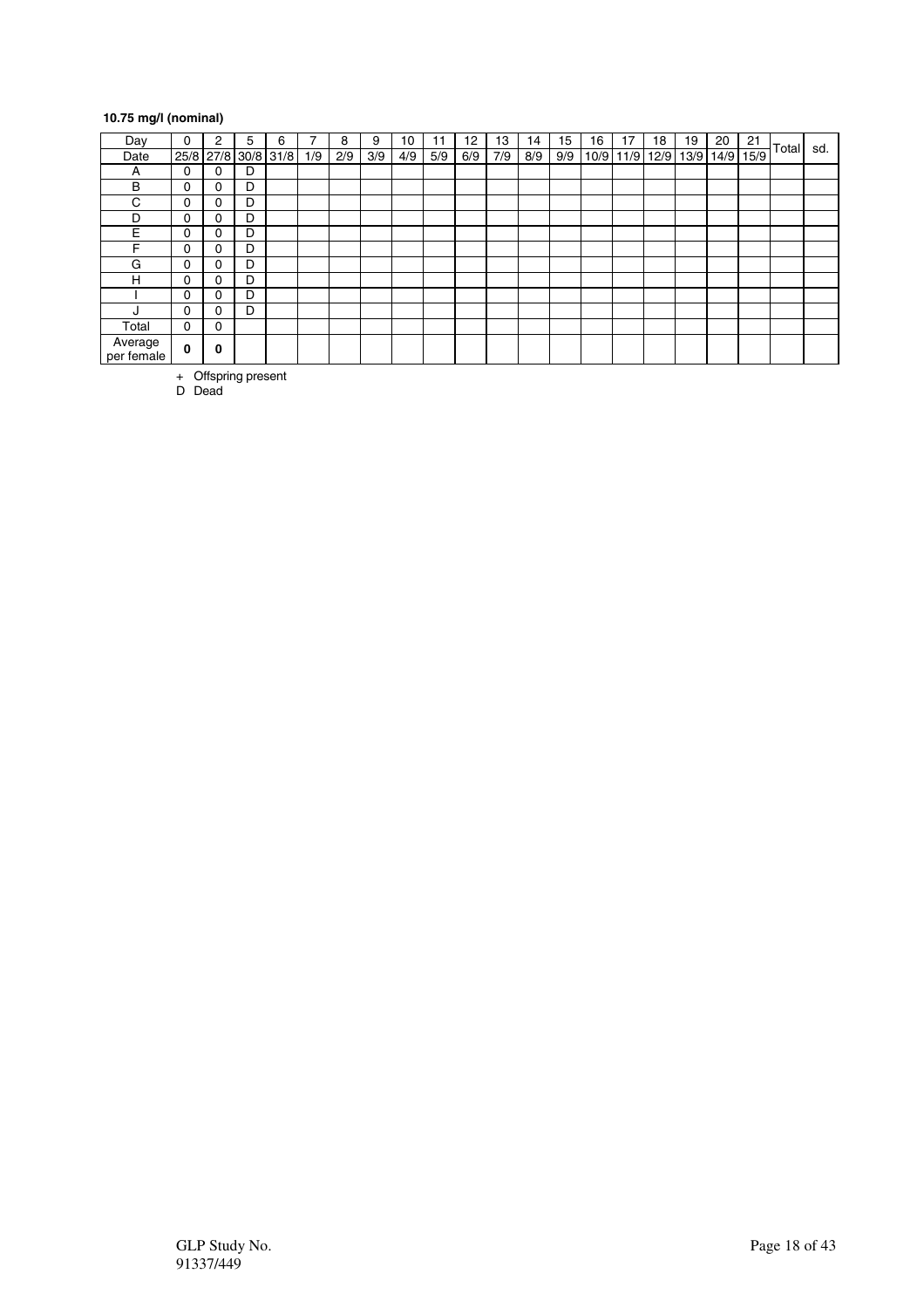**10.75 mg/l (nominal)**

| Day | 0 | 2 | 5 | 6 | 7 | 8 | 9 | 10 | 11 | 12 | 13 | 14 | 15 | 16 | 17 | 18 | 19 | 20 | 21 | Total | sd. |
|---|---|---|---|---|---|---|---|---|---|---|---|---|---|---|---|---|---|---|---|---|---|
| Date | 25/8 | 27/8 | 30/8 | 31/8 | 1/9 | 2/9 | 3/9 | 4/9 | 5/9 | 6/9 | 7/9 | 8/9 | 9/9 | 10/9 | 11/9 | 12/9 | 13/9 | 14/9 | 15/9 | | |
| A | 0 | 0 | D | | | | | | | | | | | | | | | | | | |
| B | 0 | 0 | D | | | | | | | | | | | | | | | | | | |
| C | 0 | 0 | D | | | | | | | | | | | | | | | | | | |
| D | 0 | 0 | D | | | | | | | | | | | | | | | | | | |
| E | 0 | 0 | D | | | | | | | | | | | | | | | | | | |
| F | 0 | 0 | D | | | | | | | | | | | | | | | | | | |
| G | 0 | 0 | D | | | | | | | | | | | | | | | | | | |
| H | 0 | 0 | D | | | | | | | | | | | | | | | | | | |
| I | 0 | 0 | D | | | | | | | | | | | | | | | | | | |
| J | 0 | 0 | D | | | | | | | | | | | | | | | | | | |
| Total | 0 | 0 | | | | | | | | | | | | | | | | | | | |
| Average per female | **0** | **0** | | | | | | | | | | | | | | | | | | | |

+ Offspring present

D Dead

GLP Study No. 91337/449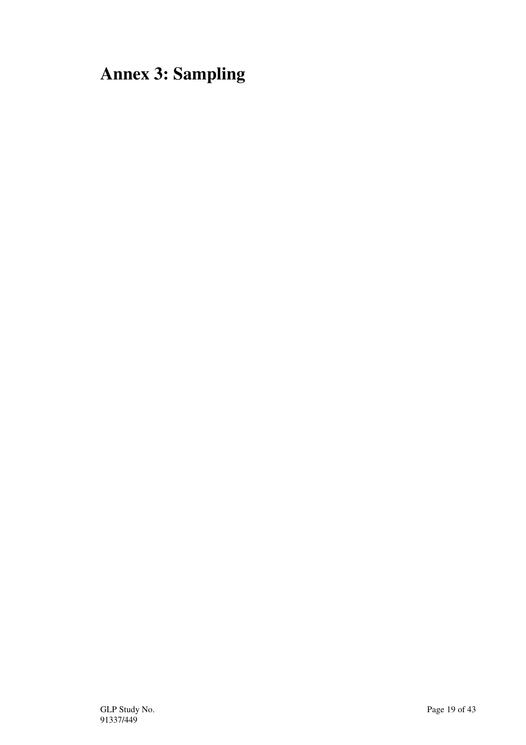# Annex 3: Sampling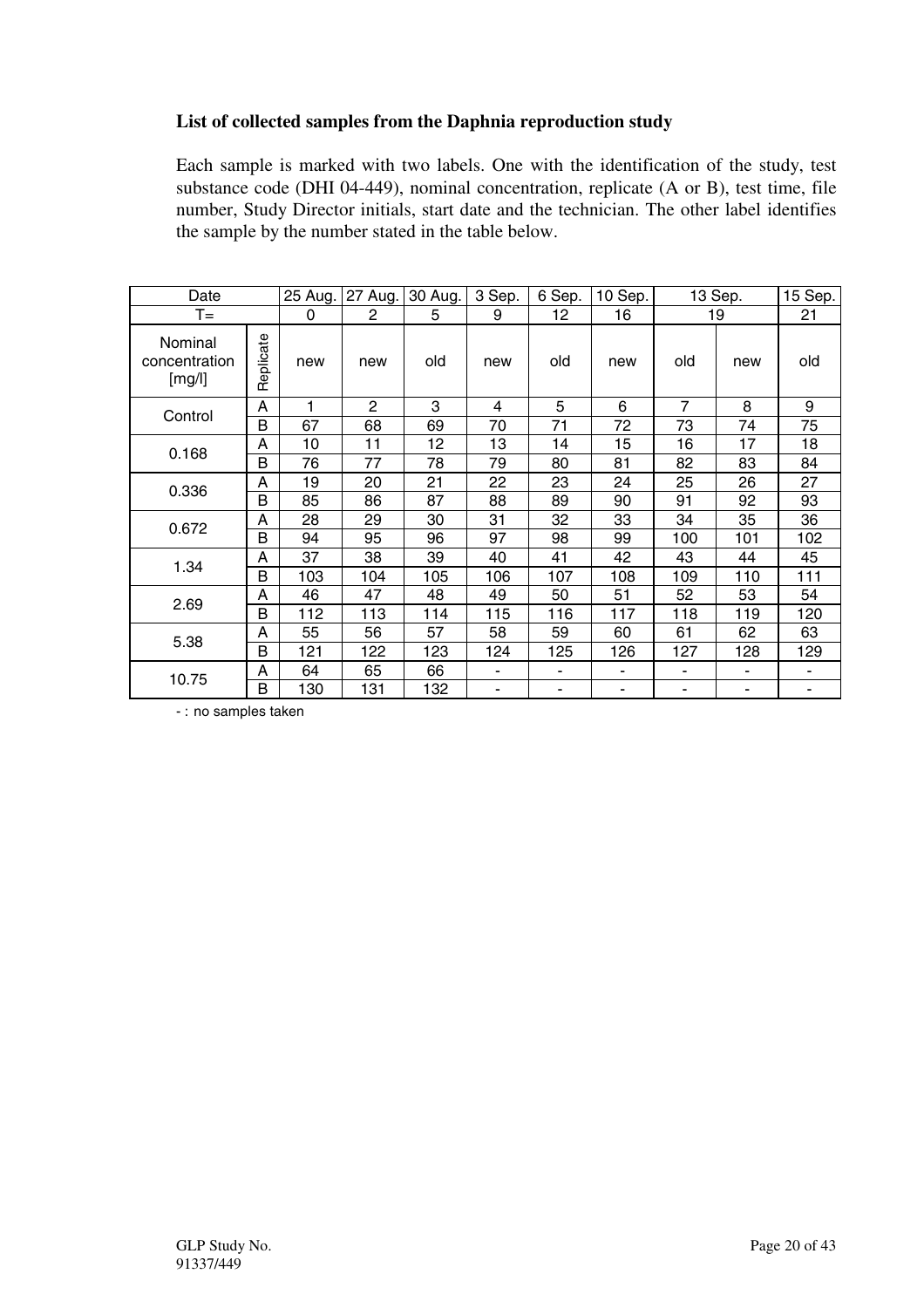**List of collected samples from the Daphnia reproduction study**

Each sample is marked with two labels. One with the identification of the study, test substance code (DHI 04-449), nominal concentration, replicate (A or B), test time, file number, Study Director initials, start date and the technician. The other label identifies the sample by the number stated in the table below.

| Date | | 25 Aug. | 27 Aug. | 30 Aug. | 3 Sep. | 6 Sep. | 10 Sep. | 13 Sep. | | 15 Sep. |
|---|---|---|---|---|---|---|---|---|---|---|
| T= | | 0 | 2 | 5 | 9 | 12 | 16 | 19 | | 21 |
| Nominal concentration [mg/l] | Replicate | new | new | old | new | old | new | old | new | old |
| Control | A | 1 | 2 | 3 | 4 | 5 | 6 | 7 | 8 | 9 |
| | B | 67 | 68 | 69 | 70 | 71 | 72 | 73 | 74 | 75 |
| 0.168 | A | 10 | 11 | 12 | 13 | 14 | 15 | 16 | 17 | 18 |
| | B | 76 | 77 | 78 | 79 | 80 | 81 | 82 | 83 | 84 |
| 0.336 | A | 19 | 20 | 21 | 22 | 23 | 24 | 25 | 26 | 27 |
| | B | 85 | 86 | 87 | 88 | 89 | 90 | 91 | 92 | 93 |
| 0.672 | A | 28 | 29 | 30 | 31 | 32 | 33 | 34 | 35 | 36 |
| | B | 94 | 95 | 96 | 97 | 98 | 99 | 100 | 101 | 102 |
| 1.34 | A | 37 | 38 | 39 | 40 | 41 | 42 | 43 | 44 | 45 |
| | B | 103 | 104 | 105 | 106 | 107 | 108 | 109 | 110 | 111 |
| 2.69 | A | 46 | 47 | 48 | 49 | 50 | 51 | 52 | 53 | 54 |
| | B | 112 | 113 | 114 | 115 | 116 | 117 | 118 | 119 | 120 |
| 5.38 | A | 55 | 56 | 57 | 58 | 59 | 60 | 61 | 62 | 63 |
| | B | 121 | 122 | 123 | 124 | 125 | 126 | 127 | 128 | 129 |
| 10.75 | A | 64 | 65 | 66 | - | - | - | - | - | - |
| | B | 130 | 131 | 132 | - | - | - | - | - | - |

- : no samples taken

GLP Study No.
91337/449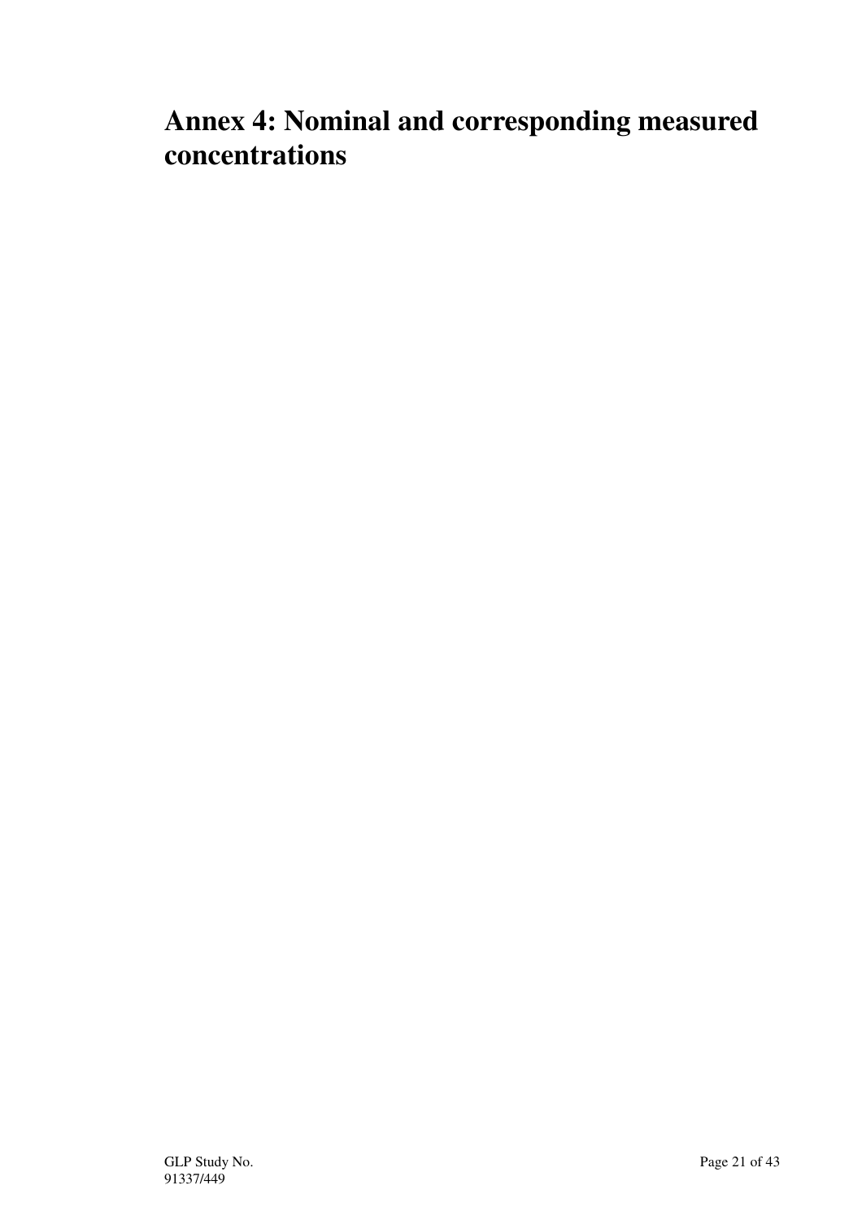# Annex 4: Nominal and corresponding measured concentrations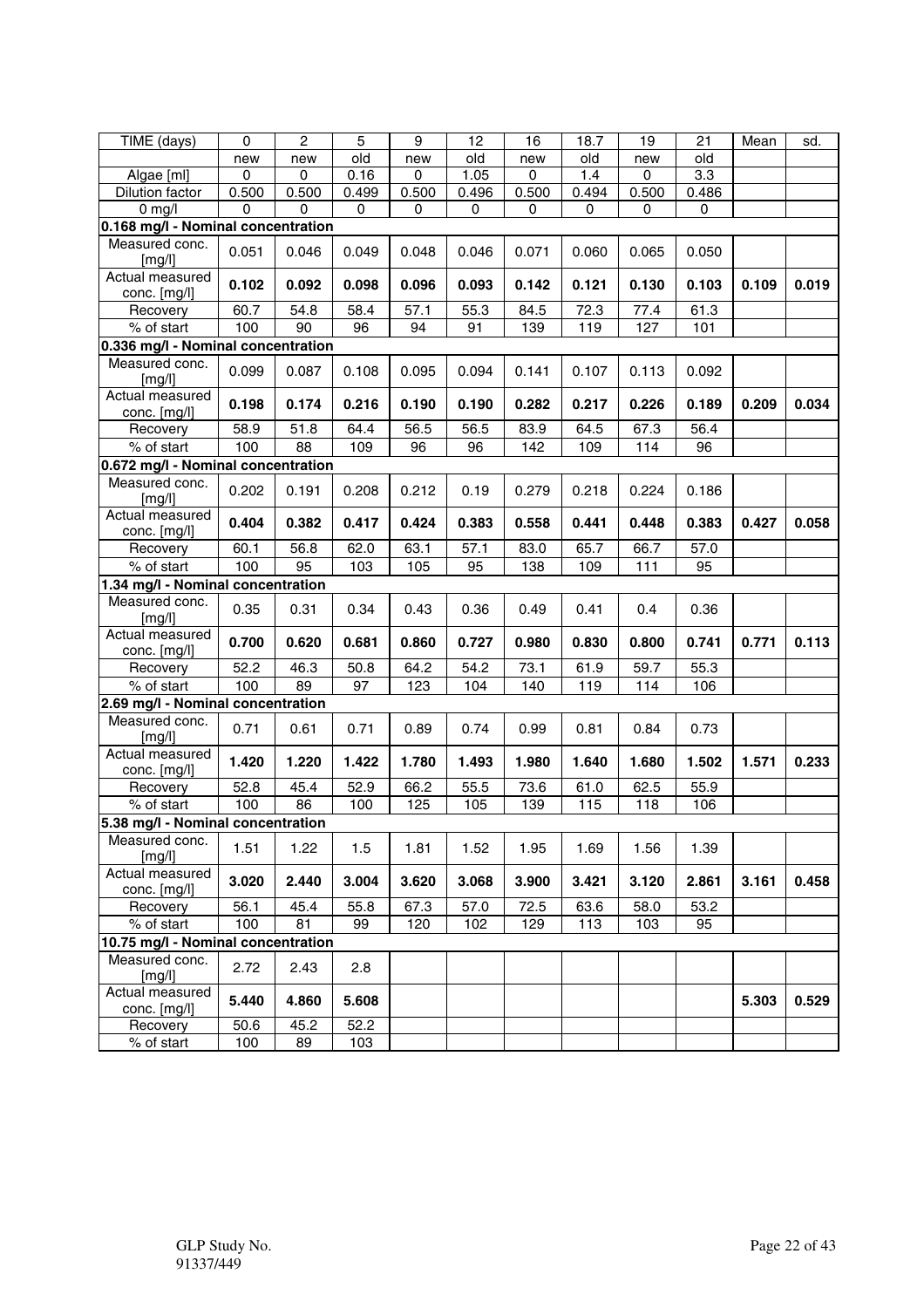| TIME (days) | 0 | 2 | 5 | 9 | 12 | 16 | 18.7 | 19 | 21 | Mean | sd. |
|---|---|---|---|---|---|---|---|---|---|---|---|
| | new | new | old | new | old | new | old | new | old | | |
| Algae [ml] | 0 | 0 | 0.16 | 0 | 1.05 | 0 | 1.4 | 0 | 3.3 | | |
| Dilution factor | 0.500 | 0.500 | 0.499 | 0.500 | 0.496 | 0.500 | 0.494 | 0.500 | 0.486 | | |
| 0 mg/l | 0 | 0 | 0 | 0 | 0 | 0 | 0 | 0 | 0 | | |
| **0.168 mg/l - Nominal concentration** | | | | | | | | | | | |
| Measured conc. [mg/l] | 0.051 | 0.046 | 0.049 | 0.048 | 0.046 | 0.071 | 0.060 | 0.065 | 0.050 | | |
| Actual measured conc. [mg/l] | **0.102** | **0.092** | **0.098** | **0.096** | **0.093** | **0.142** | **0.121** | **0.130** | **0.103** | **0.109** | **0.019** |
| Recovery | 60.7 | 54.8 | 58.4 | 57.1 | 55.3 | 84.5 | 72.3 | 77.4 | 61.3 | | |
| % of start | 100 | 90 | 96 | 94 | 91 | 139 | 119 | 127 | 101 | | |
| **0.336 mg/l - Nominal concentration** | | | | | | | | | | | |
| Measured conc. [mg/l] | 0.099 | 0.087 | 0.108 | 0.095 | 0.094 | 0.141 | 0.107 | 0.113 | 0.092 | | |
| Actual measured conc. [mg/l] | **0.198** | **0.174** | **0.216** | **0.190** | **0.190** | **0.282** | **0.217** | **0.226** | **0.189** | **0.209** | **0.034** |
| Recovery | 58.9 | 51.8 | 64.4 | 56.5 | 56.5 | 83.9 | 64.5 | 67.3 | 56.4 | | |
| % of start | 100 | 88 | 109 | 96 | 96 | 142 | 109 | 114 | 96 | | |
| **0.672 mg/l - Nominal concentration** | | | | | | | | | | | |
| Measured conc. [mg/l] | 0.202 | 0.191 | 0.208 | 0.212 | 0.19 | 0.279 | 0.218 | 0.224 | 0.186 | | |
| Actual measured conc. [mg/l] | **0.404** | **0.382** | **0.417** | **0.424** | **0.383** | **0.558** | **0.441** | **0.448** | **0.383** | **0.427** | **0.058** |
| Recovery | 60.1 | 56.8 | 62.0 | 63.1 | 57.1 | 83.0 | 65.7 | 66.7 | 57.0 | | |
| % of start | 100 | 95 | 103 | 105 | 95 | 138 | 109 | 111 | 95 | | |
| **1.34 mg/l - Nominal concentration** | | | | | | | | | | | |
| Measured conc. [mg/l] | 0.35 | 0.31 | 0.34 | 0.43 | 0.36 | 0.49 | 0.41 | 0.4 | 0.36 | | |
| Actual measured conc. [mg/l] | **0.700** | **0.620** | **0.681** | **0.860** | **0.727** | **0.980** | **0.830** | **0.800** | **0.741** | **0.771** | **0.113** |
| Recovery | 52.2 | 46.3 | 50.8 | 64.2 | 54.2 | 73.1 | 61.9 | 59.7 | 55.3 | | |
| % of start | 100 | 89 | 97 | 123 | 104 | 140 | 119 | 114 | 106 | | |
| **2.69 mg/l - Nominal concentration** | | | | | | | | | | | |
| Measured conc. [mg/l] | 0.71 | 0.61 | 0.71 | 0.89 | 0.74 | 0.99 | 0.81 | 0.84 | 0.73 | | |
| Actual measured conc. [mg/l] | **1.420** | **1.220** | **1.422** | **1.780** | **1.493** | **1.980** | **1.640** | **1.680** | **1.502** | **1.571** | **0.233** |
| Recovery | 52.8 | 45.4 | 52.9 | 66.2 | 55.5 | 73.6 | 61.0 | 62.5 | 55.9 | | |
| % of start | 100 | 86 | 100 | 125 | 105 | 139 | 115 | 118 | 106 | | |
| **5.38 mg/l - Nominal concentration** | | | | | | | | | | | |
| Measured conc. [mg/l] | 1.51 | 1.22 | 1.5 | 1.81 | 1.52 | 1.95 | 1.69 | 1.56 | 1.39 | | |
| Actual measured conc. [mg/l] | **3.020** | **2.440** | **3.004** | **3.620** | **3.068** | **3.900** | **3.421** | **3.120** | **2.861** | **3.161** | **0.458** |
| Recovery | 56.1 | 45.4 | 55.8 | 67.3 | 57.0 | 72.5 | 63.6 | 58.0 | 53.2 | | |
| % of start | 100 | 81 | 99 | 120 | 102 | 129 | 113 | 103 | 95 | | |
| **10.75 mg/l - Nominal concentration** | | | | | | | | | | | |
| Measured conc. [mg/l] | 2.72 | 2.43 | 2.8 | | | | | | | | |
| Actual measured conc. [mg/l] | **5.440** | **4.860** | **5.608** | | | | | | | **5.303** | **0.529** |
| Recovery | 50.6 | 45.2 | 52.2 | | | | | | | | |
| % of start | 100 | 89 | 103 | | | | | | | | |

GLP Study No. 91337/449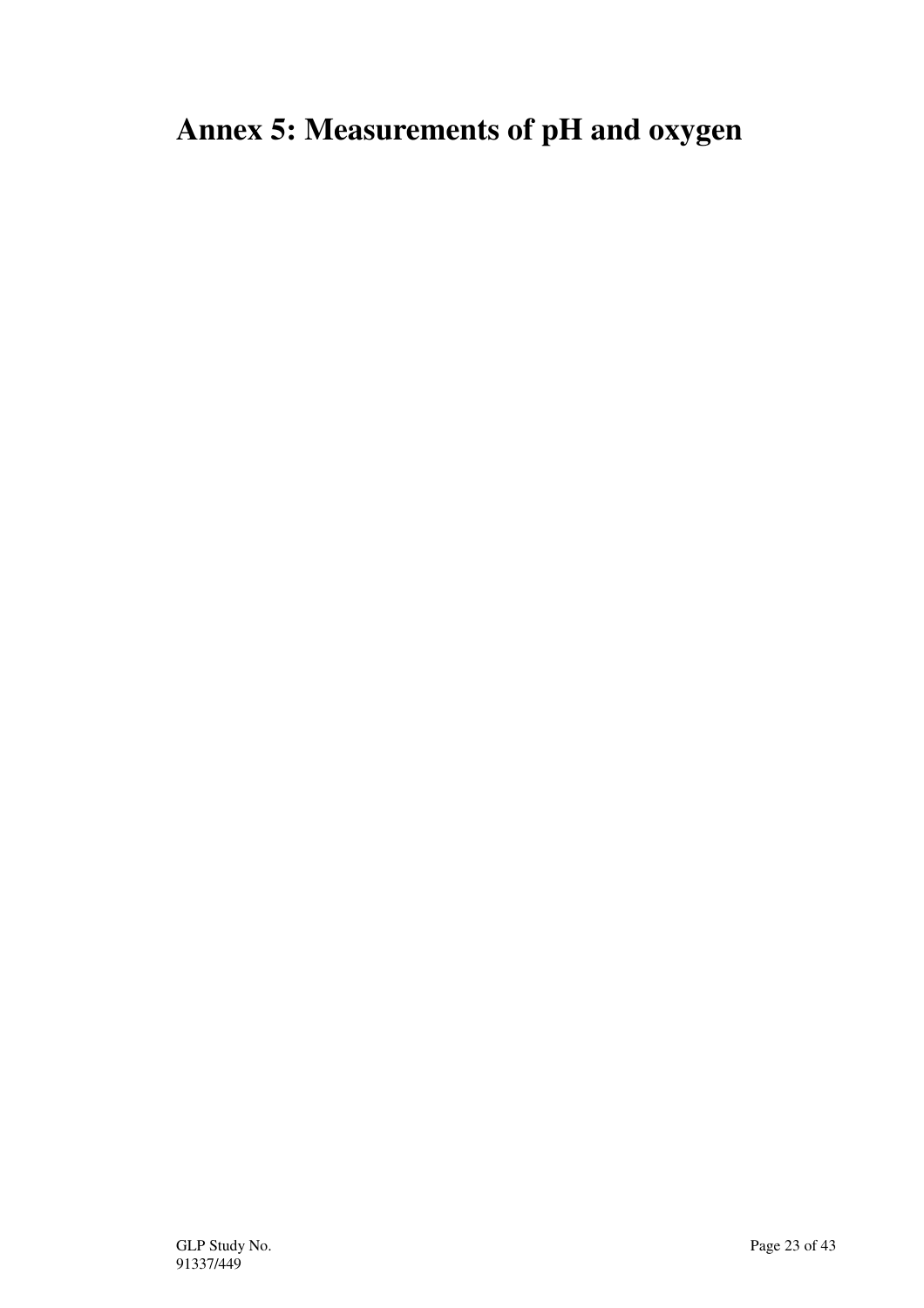# Annex 5: Measurements of pH and oxygen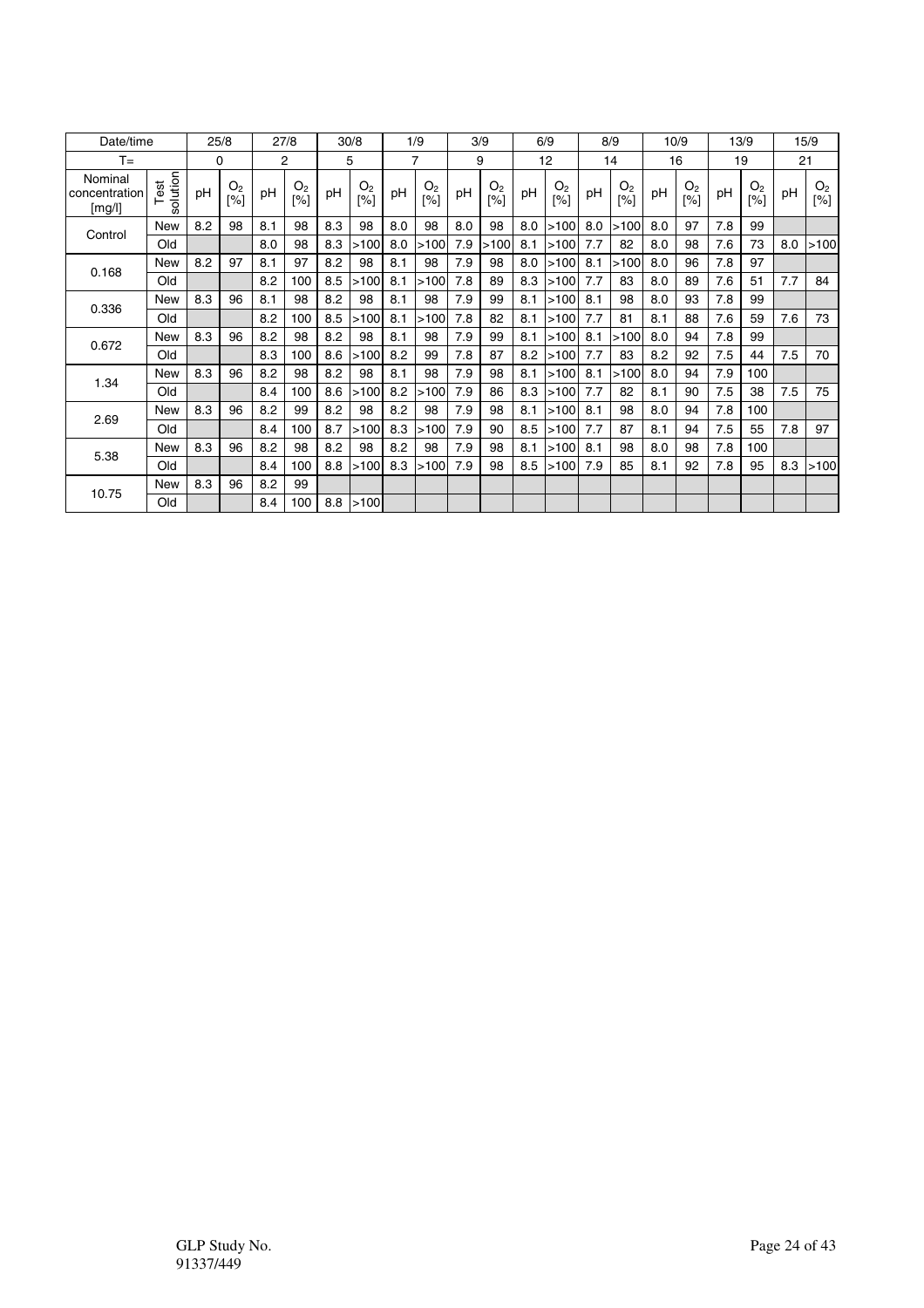| Date/time | | 25/8 | | 27/8 | | 30/8 | | 1/9 | | 3/9 | | 6/9 | | 8/9 | | 10/9 | | 13/9 | | 15/9 | |
|---|---|---|---|---|---|---|---|---|---|---|---|---|---|---|---|---|---|---|---|---|---|
| T= | | 0 | | 2 | | 5 | | 7 | | 9 | | 12 | | 14 | | 16 | | 19 | | 21 | |
| Nominal concentration [mg/l] | Test solution | pH | $O_2$ [%] | pH | $O_2$ [%] | pH | $O_2$ [%] | pH | $O_2$ [%] | pH | $O_2$ [%] | pH | $O_2$ [%] | pH | $O_2$ [%] | pH | $O_2$ [%] | pH | $O_2$ [%] | pH | $O_2$ [%] |
| Control | New | 8.2 | 98 | 8.1 | 98 | 8.3 | 98 | 8.0 | 98 | 8.0 | 98 | 8.0 | >100 | 8.0 | >100 | 8.0 | 97 | 7.8 | 99 | | |
| | Old | | | 8.0 | 98 | 8.3 | >100 | 8.0 | >100 | 7.9 | >100 | 8.1 | >100 | 7.7 | 82 | 8.0 | 98 | 7.6 | 73 | 8.0 | >100 |
| 0.168 | New | 8.2 | 97 | 8.1 | 97 | 8.2 | 98 | 8.1 | 98 | 7.9 | 98 | 8.0 | >100 | 8.1 | >100 | 8.0 | 96 | 7.8 | 97 | | |
| | Old | | | 8.2 | 100 | 8.5 | >100 | 8.1 | >100 | 7.8 | 89 | 8.3 | >100 | 7.7 | 83 | 8.0 | 89 | 7.6 | 51 | 7.7 | 84 |
| 0.336 | New | 8.3 | 96 | 8.1 | 98 | 8.2 | 98 | 8.1 | 98 | 7.9 | 99 | 8.1 | >100 | 8.1 | 98 | 8.0 | 93 | 7.8 | 99 | | |
| | Old | | | 8.2 | 100 | 8.5 | >100 | 8.1 | >100 | 7.8 | 82 | 8.1 | >100 | 7.7 | 81 | 8.1 | 88 | 7.6 | 59 | 7.6 | 73 |
| 0.672 | New | 8.3 | 96 | 8.2 | 98 | 8.2 | 98 | 8.1 | 98 | 7.9 | 99 | 8.1 | >100 | 8.1 | >100 | 8.0 | 94 | 7.8 | 99 | | |
| | Old | | | 8.3 | 100 | 8.6 | >100 | 8.2 | 99 | 7.8 | 87 | 8.2 | >100 | 7.7 | 83 | 8.2 | 92 | 7.5 | 44 | 7.5 | 70 |
| 1.34 | New | 8.3 | 96 | 8.2 | 98 | 8.2 | 98 | 8.1 | 98 | 7.9 | 98 | 8.1 | >100 | 8.1 | >100 | 8.0 | 94 | 7.9 | 100 | | |
| | Old | | | 8.4 | 100 | 8.6 | >100 | 8.2 | >100 | 7.9 | 86 | 8.3 | >100 | 7.7 | 82 | 8.1 | 90 | 7.5 | 38 | 7.5 | 75 |
| 2.69 | New | 8.3 | 96 | 8.2 | 99 | 8.2 | 98 | 8.2 | 98 | 7.9 | 98 | 8.1 | >100 | 8.1 | 98 | 8.0 | 94 | 7.8 | 100 | | |
| | Old | | | 8.4 | 100 | 8.7 | >100 | 8.3 | >100 | 7.9 | 90 | 8.5 | >100 | 7.7 | 87 | 8.1 | 94 | 7.5 | 55 | 7.8 | 97 |
| 5.38 | New | 8.3 | 96 | 8.2 | 98 | 8.2 | 98 | 8.2 | 98 | 7.9 | 98 | 8.1 | >100 | 8.1 | 98 | 8.0 | 98 | 7.8 | 100 | | |
| | Old | | | 8.4 | 100 | 8.8 | >100 | 8.3 | >100 | 7.9 | 98 | 8.5 | >100 | 7.9 | 85 | 8.1 | 92 | 7.8 | 95 | 8.3 | >100 |
| 10.75 | New | 8.3 | 96 | 8.2 | 99 | | | | | | | | | | | | | | | | |
| | Old | | | 8.4 | 100 | 8.8 | >100 | | | | | | | | | | | | | | |

GLP Study No.
91337/449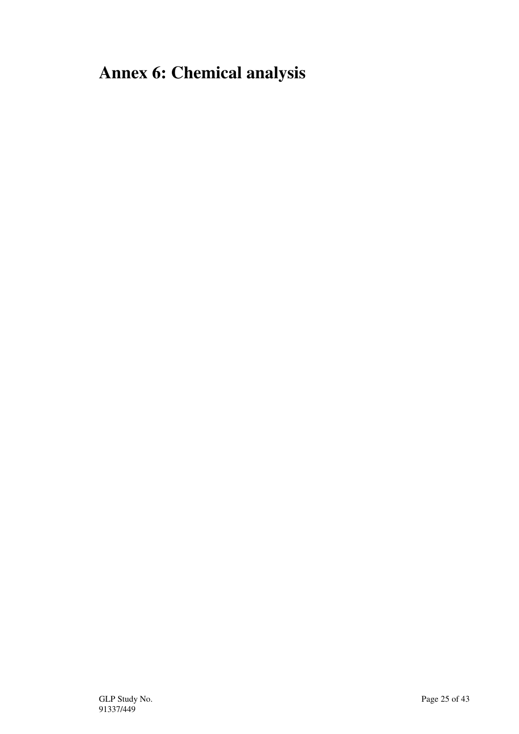# Annex 6: Chemical analysis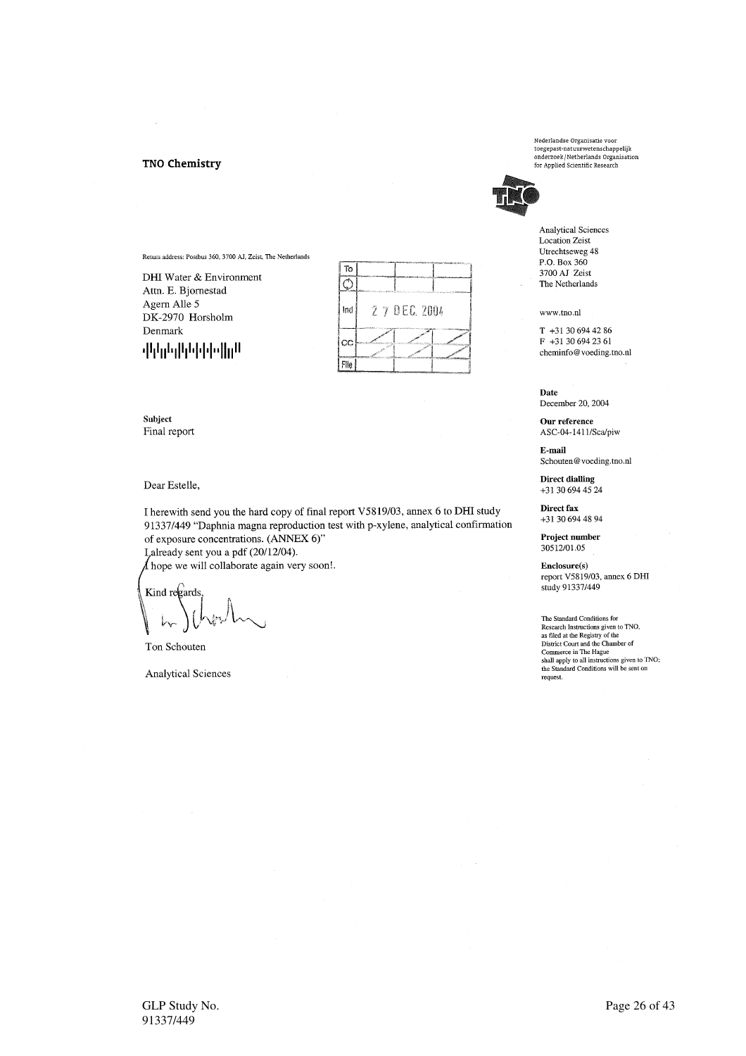**TNO Chemistry**

Nederlandse Organisatie voor toegepast-natuurwetenschappelijk onderzoek / Netherlands Organisation for Applied Scientific Research

Analytical Sciences
Location Zeist
Utrechtseweg 48
P.O. Box 360
3700 AJ Zeist
The Netherlands

www.tno.nl

T +31 30 694 42 86
F +31 30 694 23 61
cheminfo@voeding.tno.nl

Return address: Postbus 360, 3700 AJ, Zeist, The Netherlands

DHI Water & Environment
Attn. E. Bjornestad
Agern Alle 5
DK-2970 Horsholm
Denmark

| To | | |
|---|---|---|
| ⊙ | | |
| Ind | 27 DEC 2004 | |
| CC | | |
| File | | |

**Date**
December 20, 2004

**Our reference**
ASC-04-1411/Sca/piw

**E-mail**
Schouten@voeding.tno.nl

**Direct dialling**
+31 30 694 45 24

**Direct fax**
+31 30 694 48 94

**Project number**
30512/01.05

**Enclosure(s)**
report V5819/03, annex 6 DHI study 91337/449

**Subject**
Final report

Dear Estelle,

I herewith send you the hard copy of final report V5819/03, annex 6 to DHI study 91337/449 "Daphnia magna reproduction test with p-xylene, analytical confirmation of exposure concentrations. (ANNEX 6)"
I already sent you a pdf (20/12/04).
I hope we will collaborate again very soon!.

Kind regards,

Ton Schouten

Analytical Sciences

The Standard Conditions for Research Instructions given to TNO, as filed at the Registry of the District Court and the Chamber of Commerce in The Hague shall apply to all instructions given to TNO; the Standard Conditions will be sent on request.

GLP Study No.
91337/449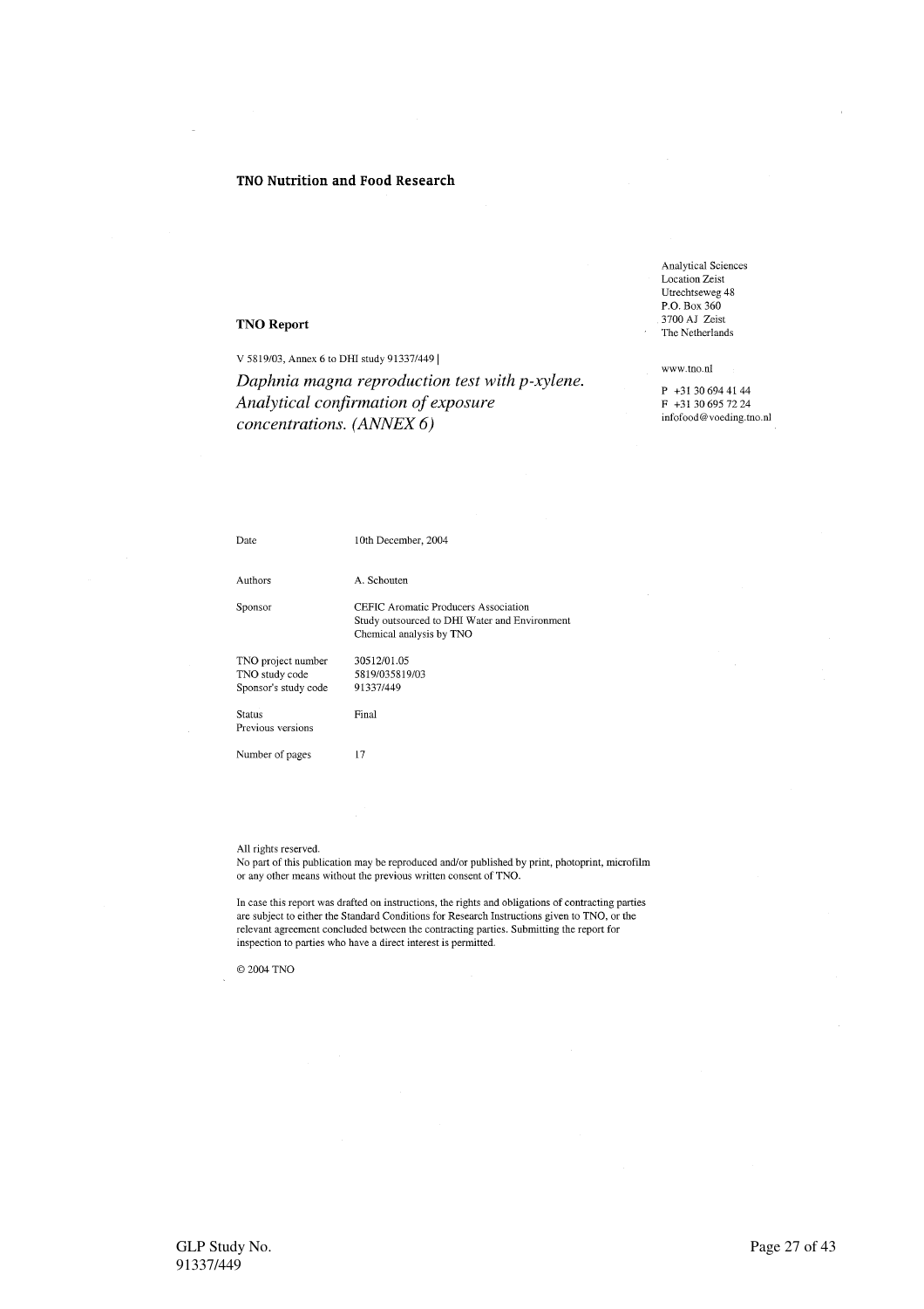**TNO Nutrition and Food Research**

Analytical Sciences
Location Zeist
Utrechtseweg 48
P.O. Box 360
3700 AJ Zeist
The Netherlands

www.tno.nl

P +31 30 694 41 44
F +31 30 695 72 24
infofood@voeding.tno.nl

**TNO Report**

V 5819/03, Annex 6 to DHI study 91337/449 |

# *Daphnia magna reproduction test with p-xylene. Analytical confirmation of exposure concentrations. (ANNEX 6)*

| | |
|---|---|
| Date | 10th December, 2004 |
| Authors | A. Schouten |
| Sponsor | CEFIC Aromatic Producers Association<br>Study outsourced to DHI Water and Environment<br>Chemical analysis by TNO |
| TNO project number | 30512/01.05 |
| TNO study code | 5819/035819/03 |
| Sponsor's study code | 91337/449 |
| Status | Final |
| Previous versions | |
| Number of pages | 17 |

All rights reserved.
No part of this publication may be reproduced and/or published by print, photoprint, microfilm or any other means without the previous written consent of TNO.

In case this report was drafted on instructions, the rights and obligations of contracting parties are subject to either the Standard Conditions for Research Instructions given to TNO, or the relevant agreement concluded between the contracting parties. Submitting the report for inspection to parties who have a direct interest is permitted.

© 2004 TNO

GLP Study No.
91337/449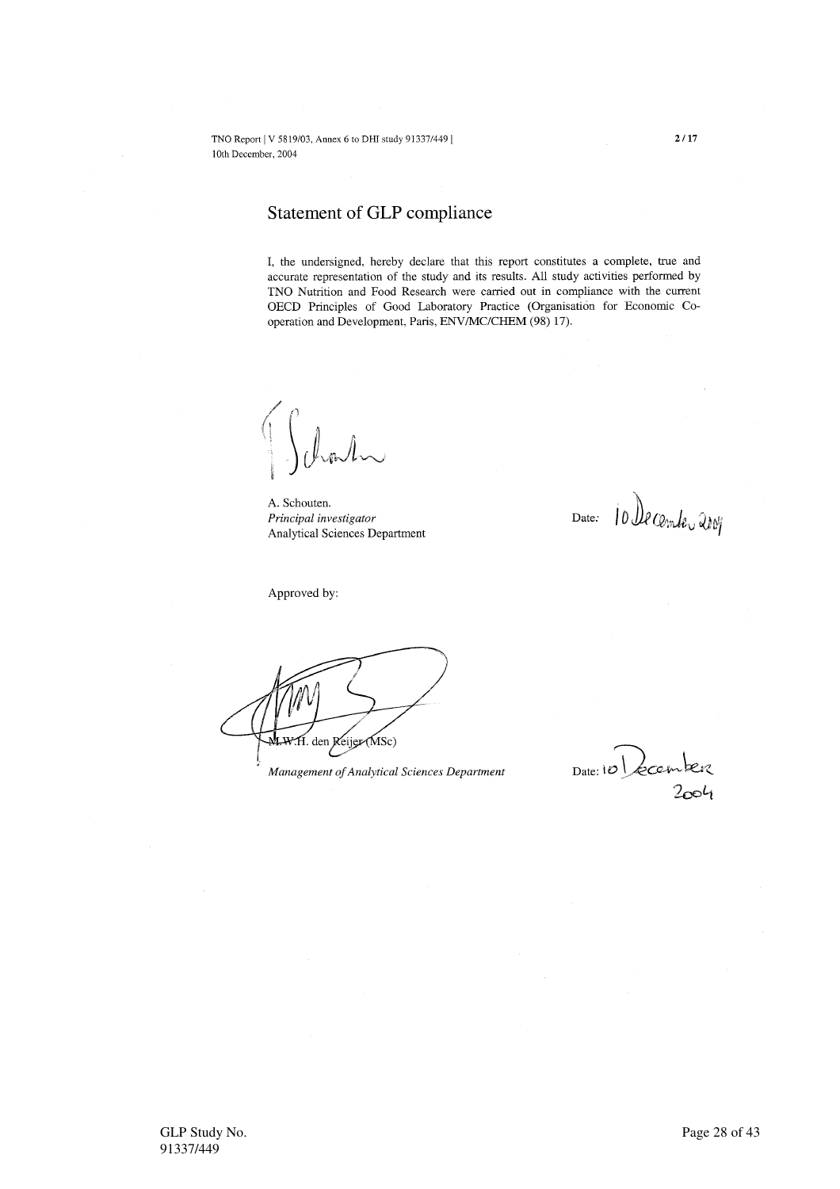# Statement of GLP compliance

I, the undersigned, hereby declare that this report constitutes a complete, true and accurate representation of the study and its results. All study activities performed by TNO Nutrition and Food Research were carried out in compliance with the current OECD Principles of Good Laboratory Practice (Organisation for Economic Co-operation and Development, Paris, ENV/MC/CHEM (98) 17).

A. Schouten.
*Principal investigator*
Analytical Sciences Department

Date: 10 December 2004

Approved by:

M.W.H. den Reijer (MSc)
*Management of Analytical Sciences Department*

Date: 10 December 2004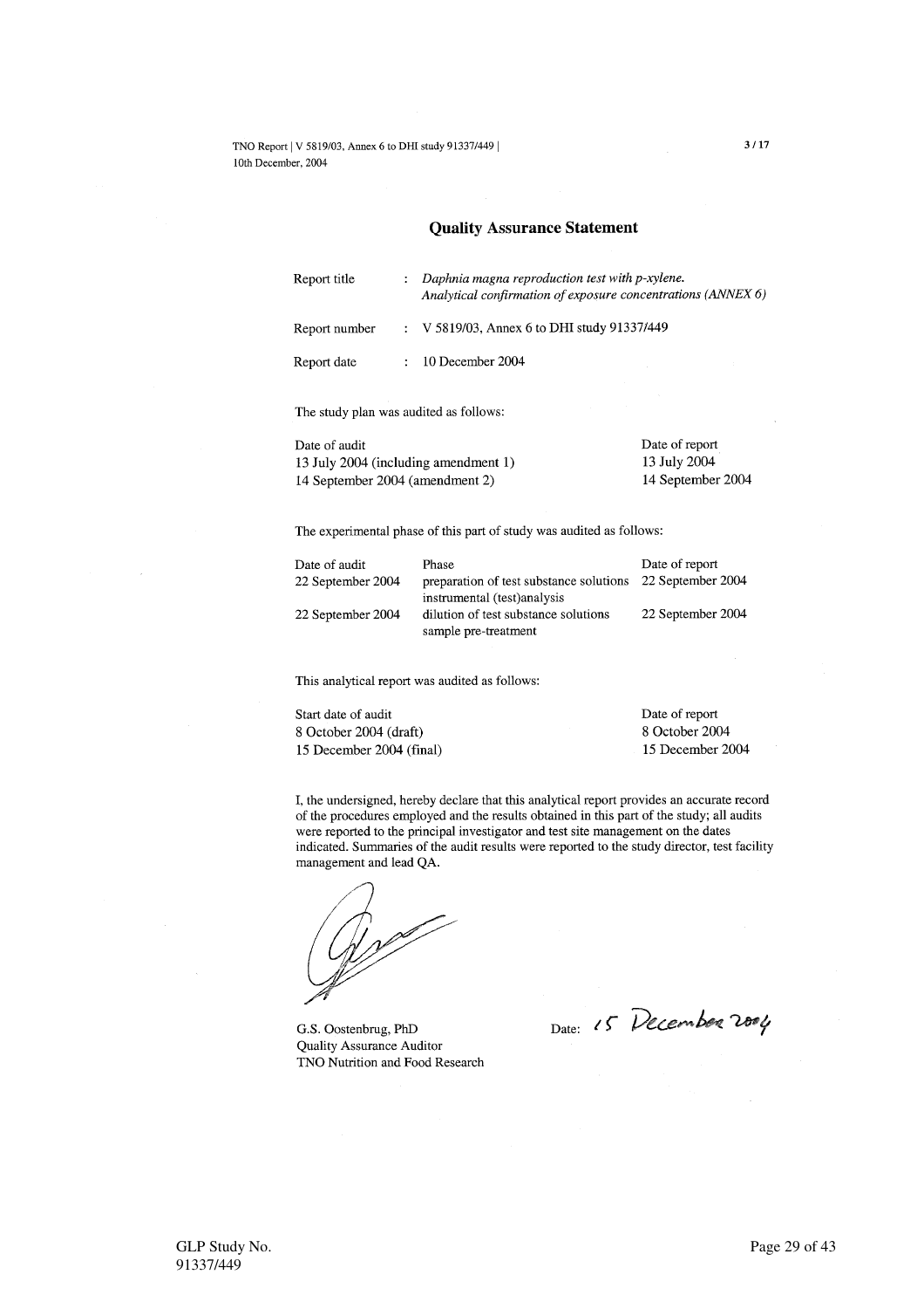## Quality Assurance Statement

| | | |
|---|---|---|
| Report title | : | *Daphnia magna reproduction test with p-xylene. Analytical confirmation of exposure concentrations (ANNEX 6)* |
| Report number | : | V 5819/03, Annex 6 to DHI study 91337/449 |
| Report date | : | 10 December 2004 |

The study plan was audited as follows:

| Date of audit | Date of report |
|---|---|
| 13 July 2004 (including amendment 1) | 13 July 2004 |
| 14 September 2004 (amendment 2) | 14 September 2004 |

The experimental phase of this part of study was audited as follows:

| Date of audit | Phase | Date of report |
|---|---|---|
| 22 September 2004 | preparation of test substance solutions instrumental (test)analysis | 22 September 2004 |
| 22 September 2004 | dilution of test substance solutions sample pre-treatment | 22 September 2004 |

This analytical report was audited as follows:

| Start date of audit | Date of report |
|---|---|
| 8 October 2004 (draft) | 8 October 2004 |
| 15 December 2004 (final) | 15 December 2004 |

I, the undersigned, hereby declare that this analytical report provides an accurate record of the procedures employed and the results obtained in this part of the study; all audits were reported to the principal investigator and test site management on the dates indicated. Summaries of the audit results were reported to the study director, test facility management and lead QA.

G.S. Oostenbrug, PhD
Quality Assurance Auditor
TNO Nutrition and Food Research

Date: 15 December 2004

GLP Study No.
91337/449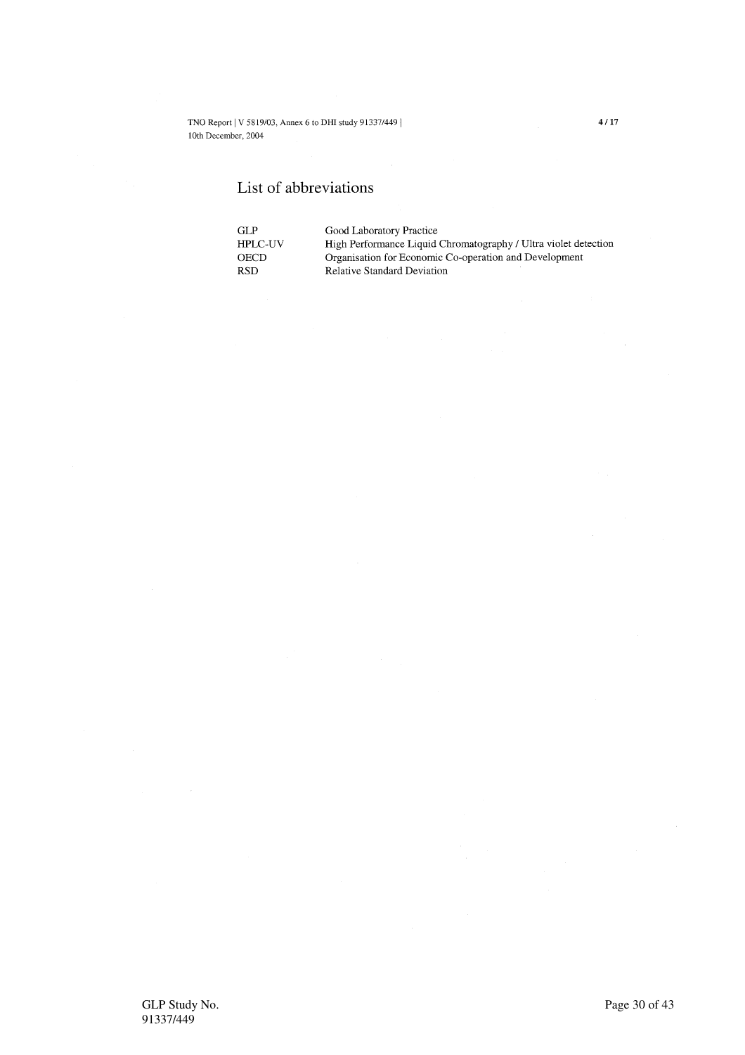## List of abbreviations

| | |
|---|---|
| GLP | Good Laboratory Practice |
| HPLC-UV | High Performance Liquid Chromatography / Ultra violet detection |
| OECD | Organisation for Economic Co-operation and Development |
| RSD | Relative Standard Deviation |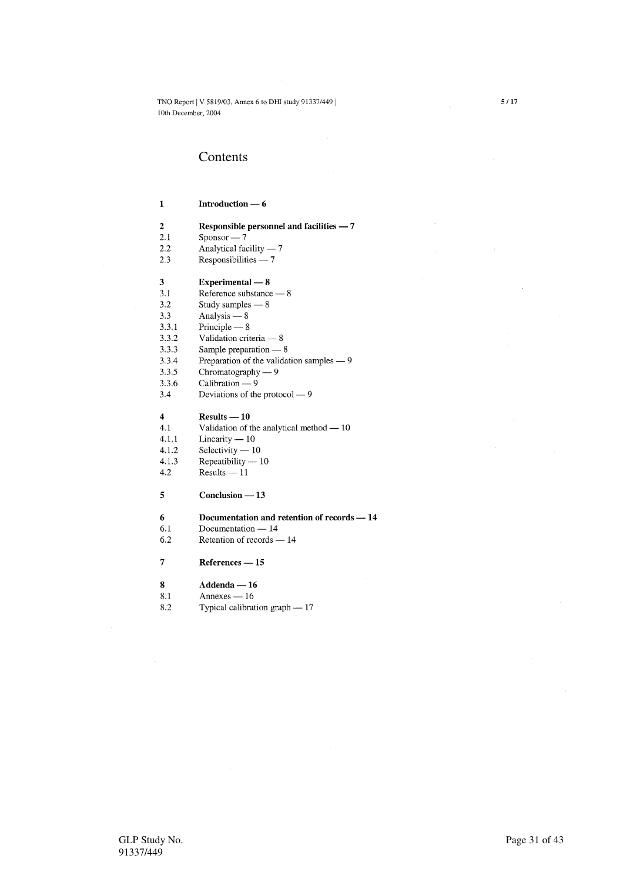# Contents

**1 Introduction — 6**

**2 Responsible personnel and facilities — 7**
2.1 Sponsor — 7
2.2 Analytical facility — 7
2.3 Responsibilities — 7

**3 Experimental — 8**
3.1 Reference substance — 8
3.2 Study samples — 8
3.3 Analysis — 8
3.3.1 Principle — 8
3.3.2 Validation criteria — 8
3.3.3 Sample preparation — 8
3.3.4 Preparation of the validation samples — 9
3.3.5 Chromatography — 9
3.3.6 Calibration — 9
3.4 Deviations of the protocol — 9

**4 Results — 10**
4.1 Validation of the analytical method — 10
4.1.1 Linearity — 10
4.1.2 Selectivity — 10
4.1.3 Repeatibility — 10
4.2 Results — 11

**5 Conclusion — 13**

**6 Documentation and retention of records — 14**
6.1 Documentation — 14
6.2 Retention of records — 14

**7 References — 15**

**8 Addenda — 16**
8.1 Annexes — 16
8.2 Typical calibration graph — 17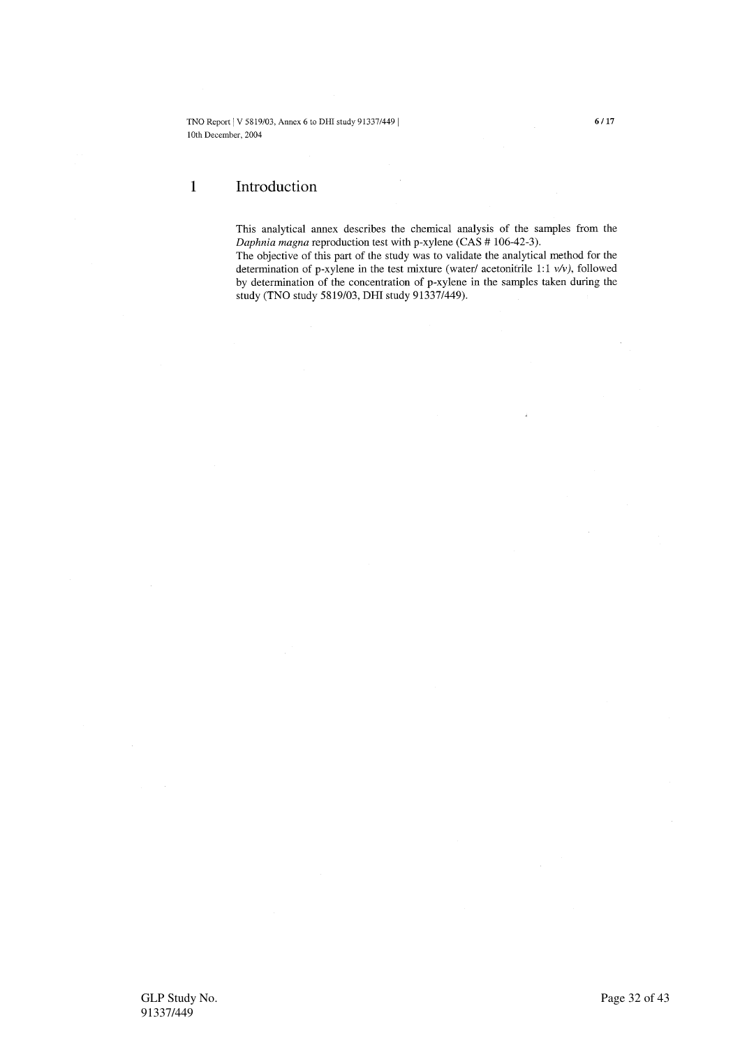# 1 Introduction

This analytical annex describes the chemical analysis of the samples from the *Daphnia magna* reproduction test with p-xylene (CAS # 106-42-3).
The objective of this part of the study was to validate the analytical method for the determination of p-xylene in the test mixture (water/ acetonitrile 1:1 *v/v*), followed by determination of the concentration of p-xylene in the samples taken during the study (TNO study 5819/03, DHI study 91337/449).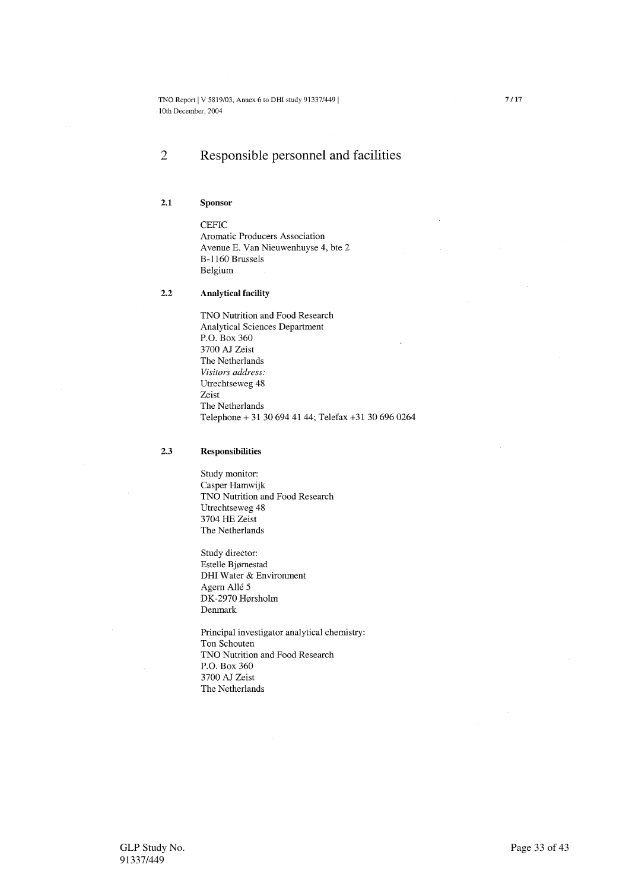# 2 Responsible personnel and facilities

## 2.1 Sponsor

CEFIC
Aromatic Producers Association
Avenue E. Van Nieuwenhuyse 4, bte 2
B-1160 Brussels
Belgium

## 2.2 Analytical facility

TNO Nutrition and Food Research
Analytical Sciences Department
P.O. Box 360
3700 AJ Zeist
The Netherlands
*Visitors address:*
Utrechtseweg 48
Zeist
The Netherlands
Telephone + 31 30 694 41 44; Telefax +31 30 696 0264

## 2.3 Responsibilities

Study monitor:
Casper Hamwijk
TNO Nutrition and Food Research
Utrechtseweg 48
3704 HE Zeist
The Netherlands

Study director:
Estelle Bjørnestad
DHI Water & Environment
Agern Allé 5
DK-2970 Hørsholm
Denmark

Principal investigator analytical chemistry:
Ton Schouten
TNO Nutrition and Food Research
P.O. Box 360
3700 AJ Zeist
The Netherlands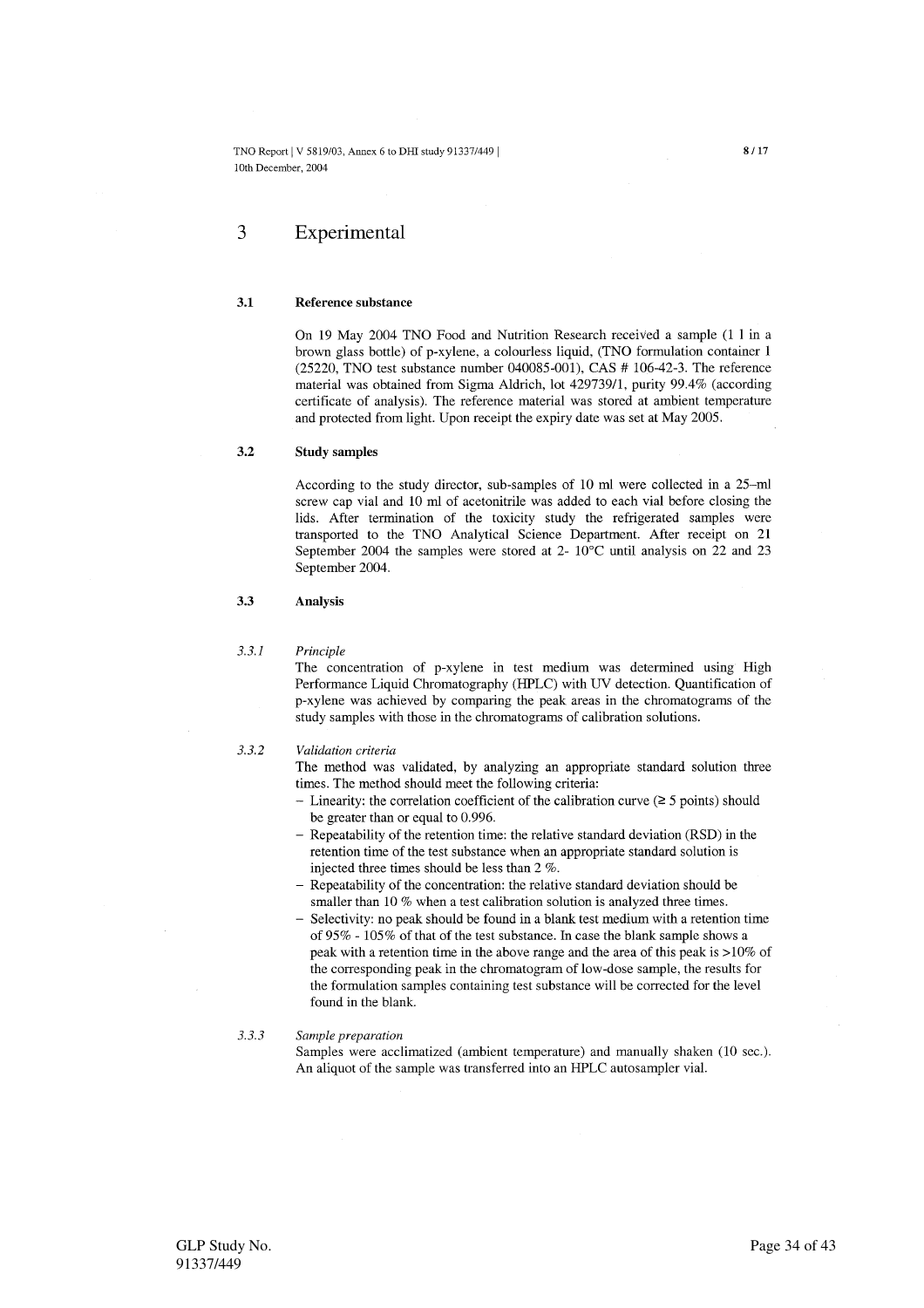# 3 Experimental

## 3.1 Reference substance

On 19 May 2004 TNO Food and Nutrition Research received a sample (1 l in a brown glass bottle) of p-xylene, a colourless liquid, (TNO formulation container 1 (25220, TNO test substance number 040085-001), CAS # 106-42-3. The reference material was obtained from Sigma Aldrich, lot 429739/1, purity 99.4% (according certificate of analysis). The reference material was stored at ambient temperature and protected from light. Upon receipt the expiry date was set at May 2005.

## 3.2 Study samples

According to the study director, sub-samples of 10 ml were collected in a 25–ml screw cap vial and 10 ml of acetonitrile was added to each vial before closing the lids. After termination of the toxicity study the refrigerated samples were transported to the TNO Analytical Science Department. After receipt on 21 September 2004 the samples were stored at 2- 10°C until analysis on 22 and 23 September 2004.

## 3.3 Analysis

### 3.3.1 *Principle*

The concentration of p-xylene in test medium was determined using High Performance Liquid Chromatography (HPLC) with UV detection. Quantification of p-xylene was achieved by comparing the peak areas in the chromatograms of the study samples with those in the chromatograms of calibration solutions.

### 3.3.2 *Validation criteria*

The method was validated, by analyzing an appropriate standard solution three times. The method should meet the following criteria:

- Linearity: the correlation coefficient of the calibration curve (≥ 5 points) should be greater than or equal to 0.996.
- Repeatability of the retention time: the relative standard deviation (RSD) in the retention time of the test substance when an appropriate standard solution is injected three times should be less than 2 %.
- Repeatability of the concentration: the relative standard deviation should be smaller than 10 % when a test calibration solution is analyzed three times.
- Selectivity: no peak should be found in a blank test medium with a retention time of 95% - 105% of that of the test substance. In case the blank sample shows a peak with a retention time in the above range and the area of this peak is >10% of the corresponding peak in the chromatogram of low-dose sample, the results for the formulation samples containing test substance will be corrected for the level found in the blank.

### 3.3.3 *Sample preparation*

Samples were acclimatized (ambient temperature) and manually shaken (10 sec.). An aliquot of the sample was transferred into an HPLC autosampler vial.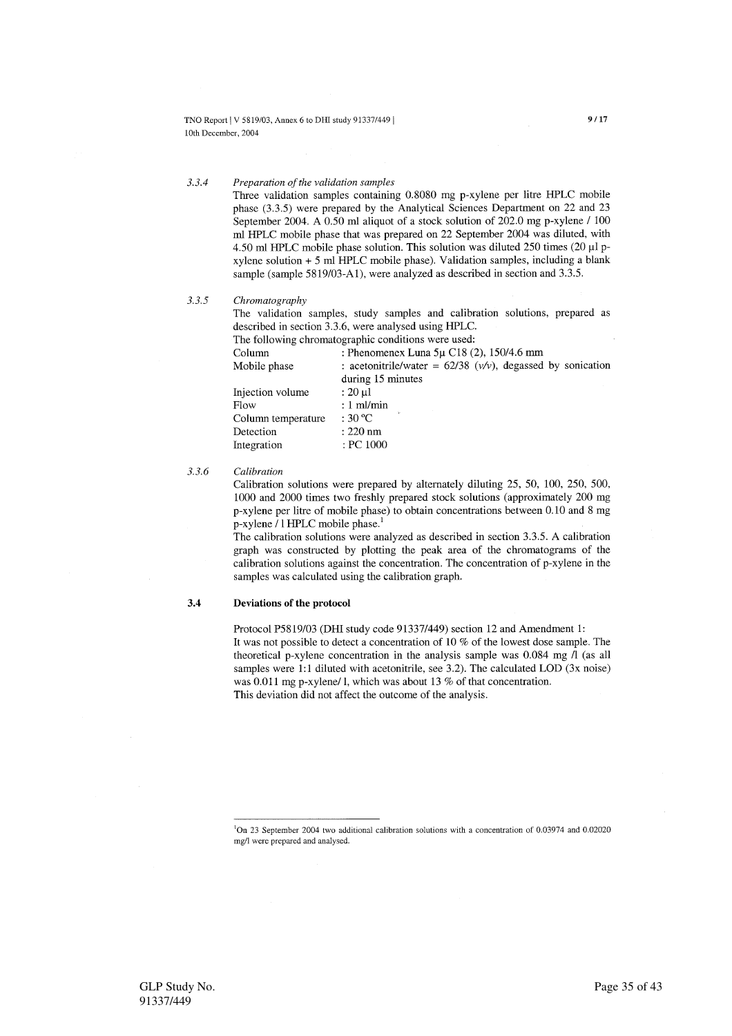### 3.3.4 *Preparation of the validation samples*

Three validation samples containing 0.8080 mg p-xylene per litre HPLC mobile phase (3.3.5) were prepared by the Analytical Sciences Department on 22 and 23 September 2004. A 0.50 ml aliquot of a stock solution of 202.0 mg p-xylene / 100 ml HPLC mobile phase that was prepared on 22 September 2004 was diluted, with 4.50 ml HPLC mobile phase solution. This solution was diluted 250 times (20 µl p-xylene solution + 5 ml HPLC mobile phase). Validation samples, including a blank sample (sample 5819/03-A1), were analyzed as described in section and 3.3.5.

### 3.3.5 *Chromatography*

The validation samples, study samples and calibration solutions, prepared as described in section 3.3.6, were analysed using HPLC.

The following chromatographic conditions were used:

| | |
|---|---|
| Column | : Phenomenex Luna 5µ C18 (2), 150/4.6 mm |
| Mobile phase | : acetonitrile/water = 62/38 (*v/v*), degassed by sonication during 15 minutes |
| Injection volume | : 20 µl |
| Flow | : 1 ml/min |
| Column temperature | : 30 °C |
| Detection | : 220 nm |
| Integration | : PC 1000 |

### 3.3.6 *Calibration*

Calibration solutions were prepared by alternately diluting 25, 50, 100, 250, 500, 1000 and 2000 times two freshly prepared stock solutions (approximately 200 mg p-xylene per litre of mobile phase) to obtain concentrations between 0.10 and 8 mg p-xylene / l HPLC mobile phase.[1]

The calibration solutions were analyzed as described in section 3.3.5. A calibration graph was constructed by plotting the peak area of the chromatograms of the calibration solutions against the concentration. The concentration of p-xylene in the samples was calculated using the calibration graph.

## 3.4 Deviations of the protocol

Protocol P5819/03 (DHI study code 91337/449) section 12 and Amendment 1:
It was not possible to detect a concentration of 10 % of the lowest dose sample. The theoretical p-xylene concentration in the analysis sample was 0.084 mg /l (as all samples were 1:1 diluted with acetonitrile, see 3.2). The calculated LOD (3x noise) was 0.011 mg p-xylene/ l, which was about 13 % of that concentration.
This deviation did not affect the outcome of the analysis.

---

[1] On 23 September 2004 two additional calibration solutions with a concentration of 0.03974 and 0.02020 mg/l were prepared and analysed.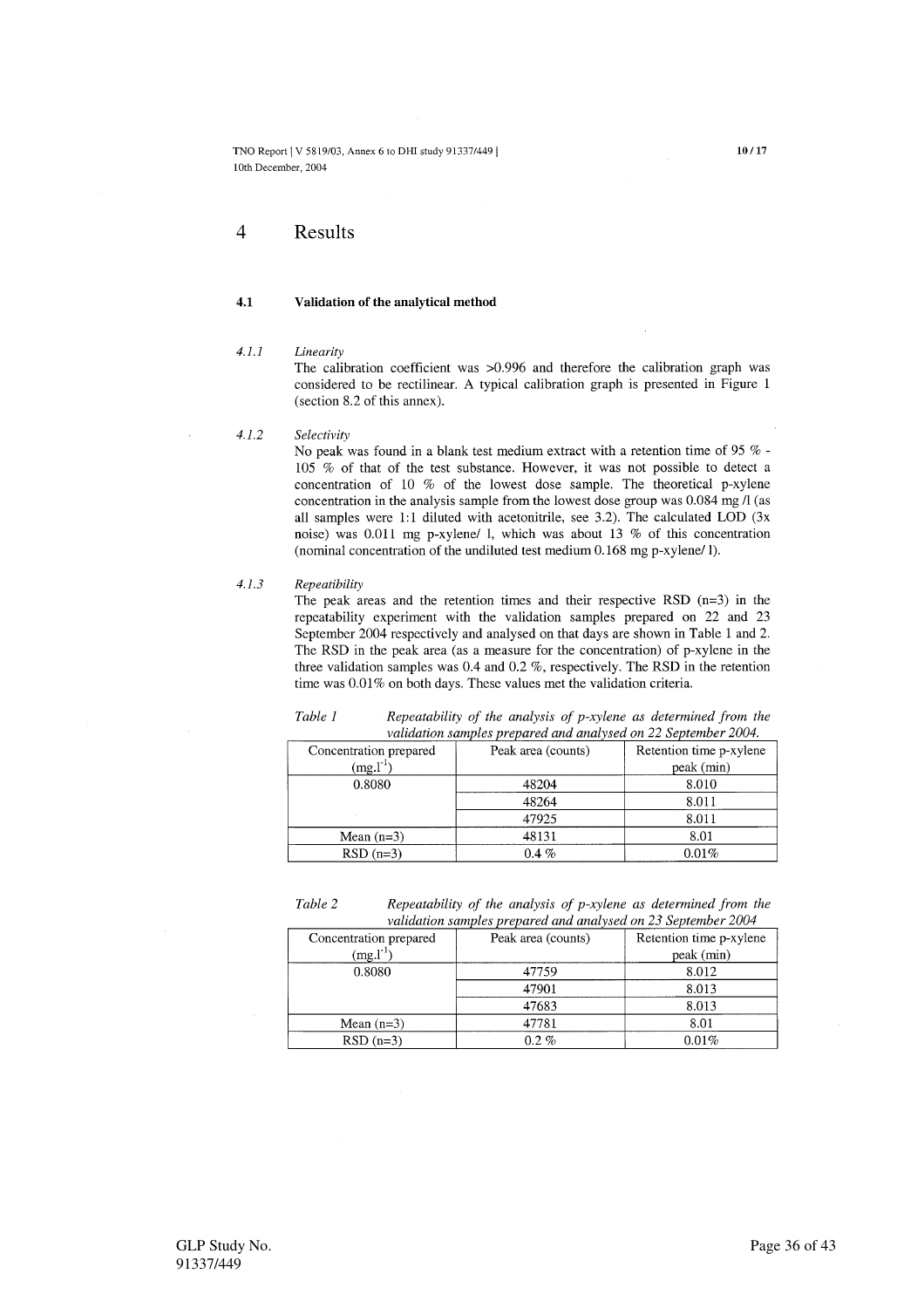# 4 Results

## 4.1 Validation of the analytical method

### *4.1.1 Linearity*

The calibration coefficient was >0.996 and therefore the calibration graph was considered to be rectilinear. A typical calibration graph is presented in Figure 1 (section 8.2 of this annex).

### *4.1.2 Selectivity*

No peak was found in a blank test medium extract with a retention time of 95 % - 105 % of that of the test substance. However, it was not possible to detect a concentration of 10 % of the lowest dose sample. The theoretical p-xylene concentration in the analysis sample from the lowest dose group was 0.084 mg /l (as all samples were 1:1 diluted with acetonitrile, see 3.2). The calculated LOD (3x noise) was 0.011 mg p-xylene/ l, which was about 13 % of this concentration (nominal concentration of the undiluted test medium 0.168 mg p-xylene/ l).

### *4.1.3 Repeatibility*

The peak areas and the retention times and their respective RSD (n=3) in the repeatability experiment with the validation samples prepared on 22 and 23 September 2004 respectively and analysed on that days are shown in Table 1 and 2. The RSD in the peak area (as a measure for the concentration) of p-xylene in the three validation samples was 0.4 and 0.2 %, respectively. The RSD in the retention time was 0.01% on both days. These values met the validation criteria.

*Table 1* *Repeatability of the analysis of p-xylene as determined from the validation samples prepared and analysed on 22 September 2004.*

| Concentration prepared ($mg.l^{-1}$) | Peak area (counts) | Retention time p-xylene peak (min) |
|---|---|---|
| 0.8080 | 48204 | 8.010 |
| | 48264 | 8.011 |
| | 47925 | 8.011 |
| Mean (n=3) | 48131 | 8.01 |
| RSD (n=3) | 0.4 % | 0.01% |

*Table 2* *Repeatability of the analysis of p-xylene as determined from the validation samples prepared and analysed on 23 September 2004*

| Concentration prepared ($mg.l^{-1}$) | Peak area (counts) | Retention time p-xylene peak (min) |
|---|---|---|
| 0.8080 | 47759 | 8.012 |
| | 47901 | 8.013 |
| | 47683 | 8.013 |
| Mean (n=3) | 47781 | 8.01 |
| RSD (n=3) | 0.2 % | 0.01% |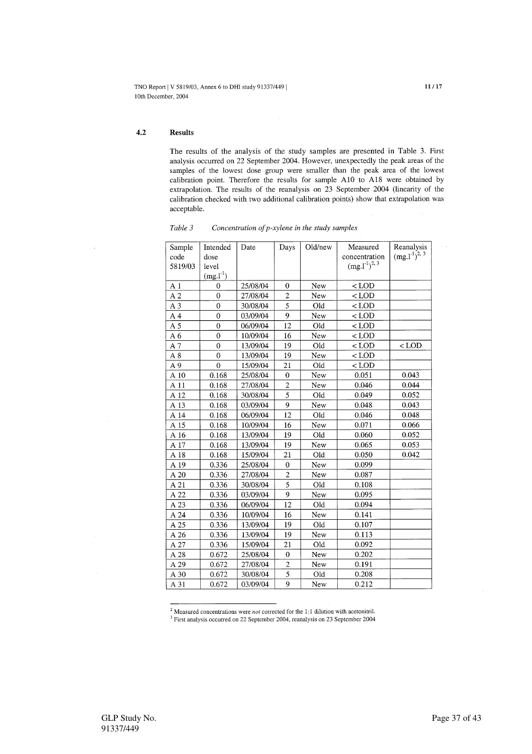### 4.2 Results

The results of the analysis of the study samples are presented in Table 3. First analysis occurred on 22 September 2004. However, unexpectedly the peak areas of the samples of the lowest dose group were smaller than the peak area of the lowest calibration point. Therefore the results for sample A10 to A18 were obtained by extrapolation. The results of the reanalysis on 23 September 2004 (linearity of the calibration checked with two additional calibration points) show that extrapolation was acceptable.

*Table 3 Concentration of p-xylene in the study samples*

| Sample code 5819/03 | Intended dose level ($mg.l^{-1}$) | Date | Days | Old/new | Measured concentration ($mg.l^{-1}$)[2, 3] | Reanalysis ($mg.l^{-1}$)[2, 3] |
|---|---|---|---|---|---|---|
| A 1 | 0 | 25/08/04 | 0 | New | < LOD | |
| A 2 | 0 | 27/08/04 | 2 | New | < LOD | |
| A 3 | 0 | 30/08/04 | 5 | Old | < LOD | |
| A 4 | 0 | 03/09/04 | 9 | New | < LOD | |
| A 5 | 0 | 06/09/04 | 12 | Old | < LOD | |
| A 6 | 0 | 10/09/04 | 16 | New | < LOD | |
| A 7 | 0 | 13/09/04 | 19 | Old | < LOD | < LOD |
| A 8 | 0 | 13/09/04 | 19 | New | < LOD | |
| A 9 | 0 | 15/09/04 | 21 | Old | < LOD | |
| A 10 | 0.168 | 25/08/04 | 0 | New | 0.051 | 0.043 |
| A 11 | 0.168 | 27/08/04 | 2 | New | 0.046 | 0.044 |
| A 12 | 0.168 | 30/08/04 | 5 | Old | 0.049 | 0.052 |
| A 13 | 0.168 | 03/09/04 | 9 | New | 0.048 | 0.043 |
| A 14 | 0.168 | 06/09/04 | 12 | Old | 0.046 | 0.048 |
| A 15 | 0.168 | 10/09/04 | 16 | New | 0.071 | 0.066 |
| A 16 | 0.168 | 13/09/04 | 19 | Old | 0.060 | 0.052 |
| A 17 | 0.168 | 13/09/04 | 19 | New | 0.065 | 0.053 |
| A 18 | 0.168 | 15/09/04 | 21 | Old | 0.050 | 0.042 |
| A 19 | 0.336 | 25/08/04 | 0 | New | 0.099 | |
| A 20 | 0.336 | 27/08/04 | 2 | New | 0.087 | |
| A 21 | 0.336 | 30/08/04 | 5 | Old | 0.108 | |
| A 22 | 0.336 | 03/09/04 | 9 | New | 0.095 | |
| A 23 | 0.336 | 06/09/04 | 12 | Old | 0.094 | |
| A 24 | 0.336 | 10/09/04 | 16 | New | 0.141 | |
| A 25 | 0.336 | 13/09/04 | 19 | Old | 0.107 | |
| A 26 | 0.336 | 13/09/04 | 19 | New | 0.113 | |
| A 27 | 0.336 | 15/09/04 | 21 | Old | 0.092 | |
| A 28 | 0.672 | 25/08/04 | 0 | New | 0.202 | |
| A 29 | 0.672 | 27/08/04 | 2 | New | 0.191 | |
| A 30 | 0.672 | 30/08/04 | 5 | Old | 0.208 | |
| A 31 | 0.672 | 03/09/04 | 9 | New | 0.212 | |

[2] Measured concentrations were *not* corrected for the 1:1 dilution with acetonitril.

[3] First analysis occurred on 22 September 2004, reanalysis on 23 September 2004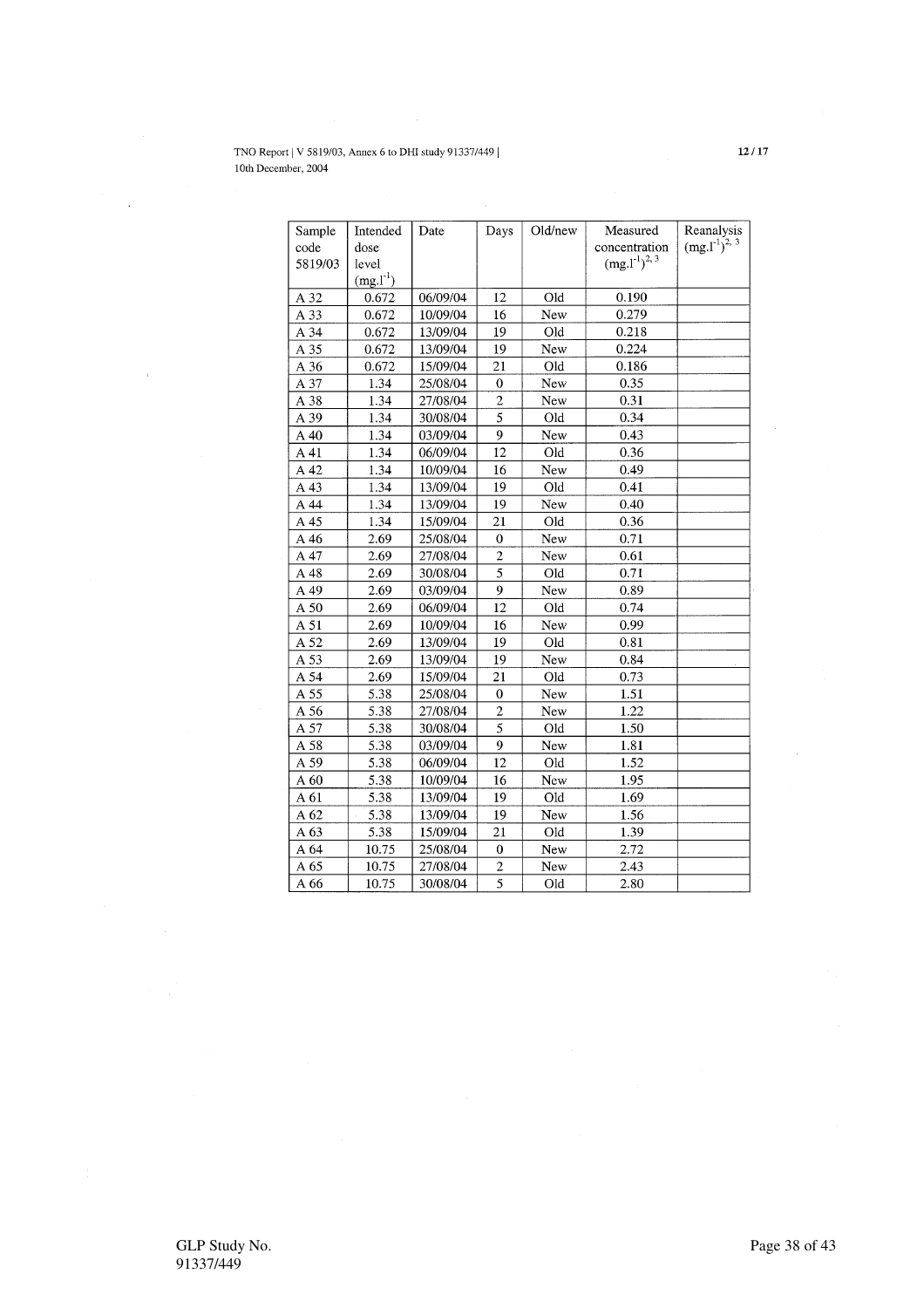| Sample code 5819/03 | Intended dose level ($mg.l^{-1}$) | Date | Days | Old/new | Measured concentration ($mg.l^{-1}$)[2, 3] | Reanalysis ($mg.l^{-1}$)[2, 3] |
|---|---|---|---|---|---|---|
| A 32 | 0.672 | 06/09/04 | 12 | Old | 0.190 | |
| A 33 | 0.672 | 10/09/04 | 16 | New | 0.279 | |
| A 34 | 0.672 | 13/09/04 | 19 | Old | 0.218 | |
| A 35 | 0.672 | 13/09/04 | 19 | New | 0.224 | |
| A 36 | 0.672 | 15/09/04 | 21 | Old | 0.186 | |
| A 37 | 1.34 | 25/08/04 | 0 | New | 0.35 | |
| A 38 | 1.34 | 27/08/04 | 2 | New | 0.31 | |
| A 39 | 1.34 | 30/08/04 | 5 | Old | 0.34 | |
| A 40 | 1.34 | 03/09/04 | 9 | New | 0.43 | |
| A 41 | 1.34 | 06/09/04 | 12 | Old | 0.36 | |
| A 42 | 1.34 | 10/09/04 | 16 | New | 0.49 | |
| A 43 | 1.34 | 13/09/04 | 19 | Old | 0.41 | |
| A 44 | 1.34 | 13/09/04 | 19 | New | 0.40 | |
| A 45 | 1.34 | 15/09/04 | 21 | Old | 0.36 | |
| A 46 | 2.69 | 25/08/04 | 0 | New | 0.71 | |
| A 47 | 2.69 | 27/08/04 | 2 | New | 0.61 | |
| A 48 | 2.69 | 30/08/04 | 5 | Old | 0.71 | |
| A 49 | 2.69 | 03/09/04 | 9 | New | 0.89 | |
| A 50 | 2.69 | 06/09/04 | 12 | Old | 0.74 | |
| A 51 | 2.69 | 10/09/04 | 16 | New | 0.99 | |
| A 52 | 2.69 | 13/09/04 | 19 | Old | 0.81 | |
| A 53 | 2.69 | 13/09/04 | 19 | New | 0.84 | |
| A 54 | 2.69 | 15/09/04 | 21 | Old | 0.73 | |
| A 55 | 5.38 | 25/08/04 | 0 | New | 1.51 | |
| A 56 | 5.38 | 27/08/04 | 2 | New | 1.22 | |
| A 57 | 5.38 | 30/08/04 | 5 | Old | 1.50 | |
| A 58 | 5.38 | 03/09/04 | 9 | New | 1.81 | |
| A 59 | 5.38 | 06/09/04 | 12 | Old | 1.52 | |
| A 60 | 5.38 | 10/09/04 | 16 | New | 1.95 | |
| A 61 | 5.38 | 13/09/04 | 19 | Old | 1.69 | |
| A 62 | 5.38 | 13/09/04 | 19 | New | 1.56 | |
| A 63 | 5.38 | 15/09/04 | 21 | Old | 1.39 | |
| A 64 | 10.75 | 25/08/04 | 0 | New | 2.72 | |
| A 65 | 10.75 | 27/08/04 | 2 | New | 2.43 | |
| A 66 | 10.75 | 30/08/04 | 5 | Old | 2.80 | |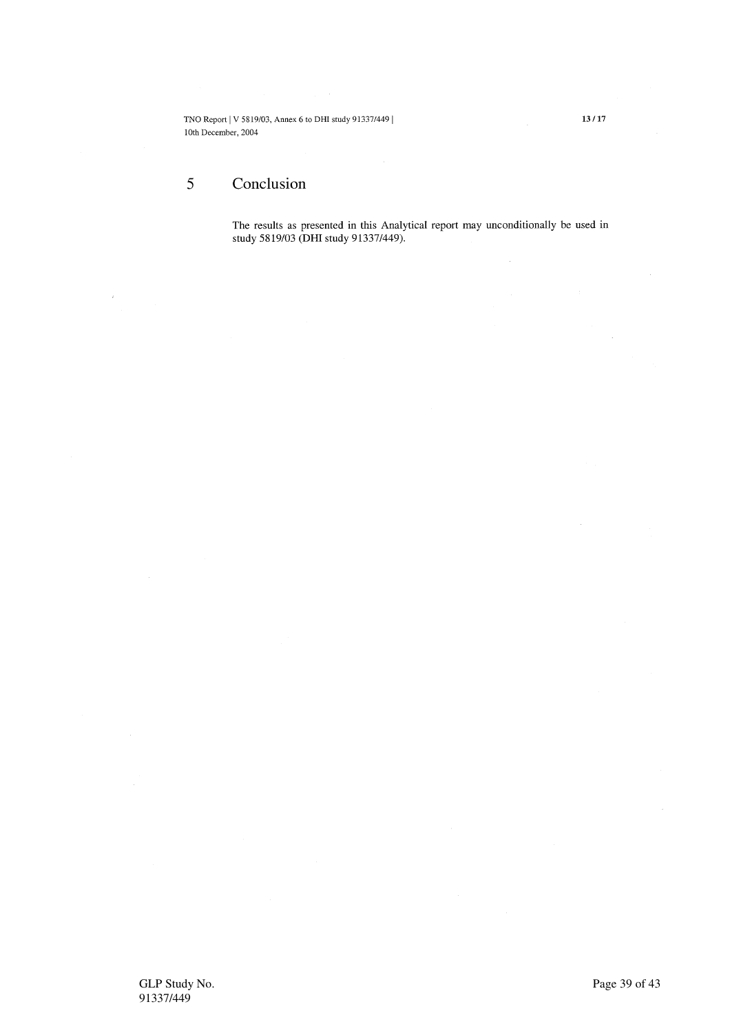# 5 Conclusion

The results as presented in this Analytical report may unconditionally be used in study 5819/03 (DHI study 91337/449).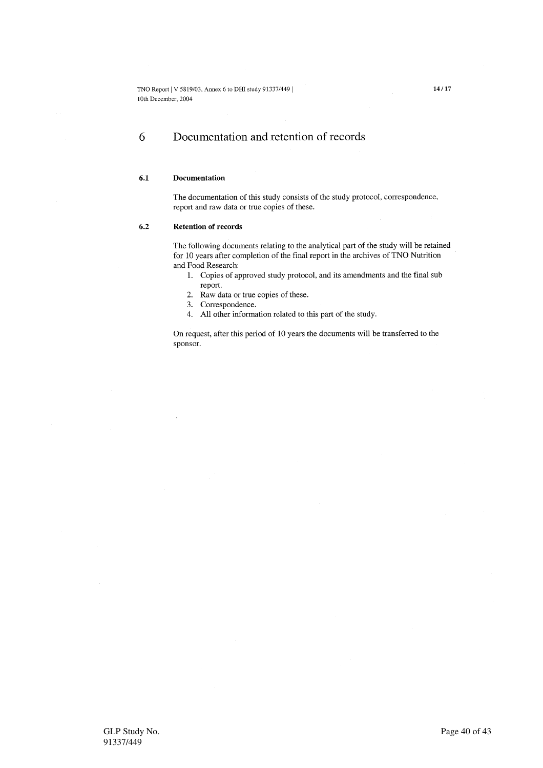# 6 Documentation and retention of records

## 6.1 Documentation

The documentation of this study consists of the study protocol, correspondence, report and raw data or true copies of these.

## 6.2 Retention of records

The following documents relating to the analytical part of the study will be retained for 10 years after completion of the final report in the archives of TNO Nutrition and Food Research:

1. Copies of approved study protocol, and its amendments and the final sub report.
2. Raw data or true copies of these.
3. Correspondence.
4. All other information related to this part of the study.

On request, after this period of 10 years the documents will be transferred to the sponsor.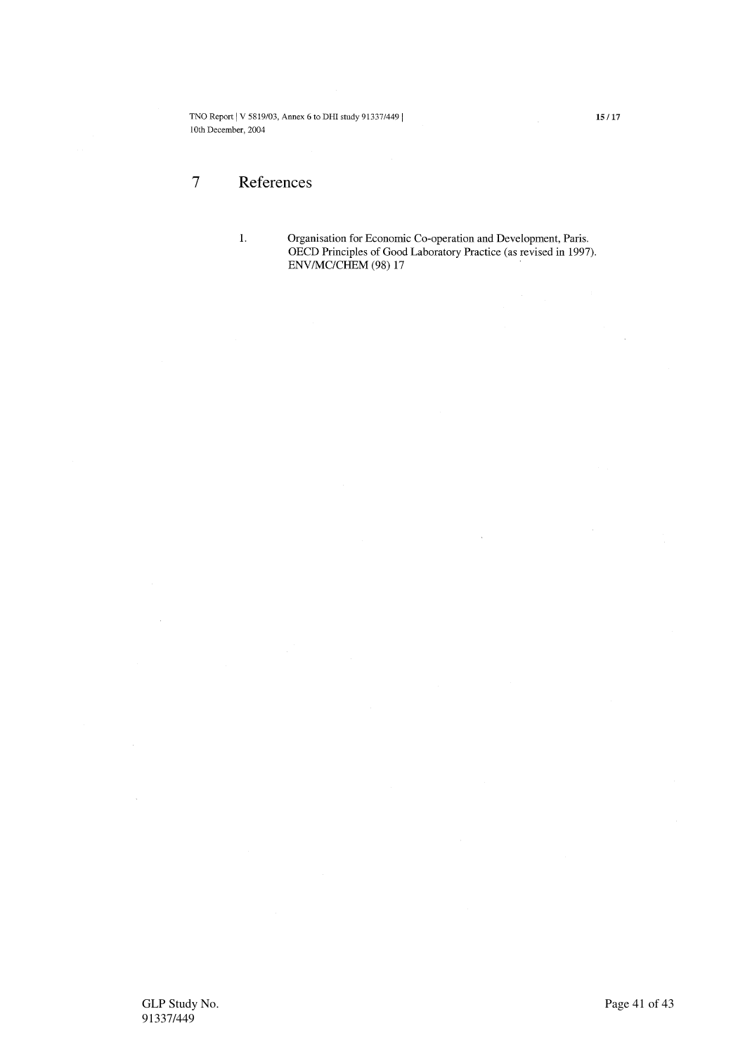# 7 References

1. Organisation for Economic Co-operation and Development, Paris. OECD Principles of Good Laboratory Practice (as revised in 1997). ENV/MC/CHEM (98) 17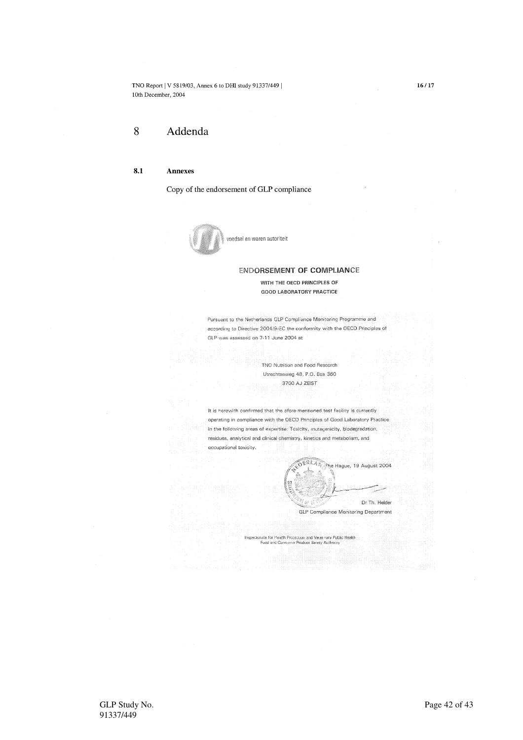# 8 Addenda

## 8.1 Annexes

Copy of the endorsement of GLP compliance

voedsel en waren autoriteit

### ENDORSEMENT OF COMPLIANCE

**WITH THE OECD PRINCIPLES OF GOOD LABORATORY PRACTICE**

Pursuant to the Netherlands GLP Compliance Monitoring Programme and according to Directive 2004/9/EC the conformity with the OECD Principles of GLP was assessed on 7-11 June 2004 at

TNO Nutrition and Food Research
Utrechtseweg 48, P.O. Box 360
3700 AJ ZEIST

It is herewith confirmed that the afore-mentioned test facility is currently operating in compliance with the OECD Principles of Good Laboratory Practice in the following areas of expertise: Toxicity, mutagenicity, biodegradation, residues, analytical and clinical chemistry, kinetics and metabolism, and occupational toxicity.

The Hague, 19 August 2004

Dr Th. Helder
GLP Compliance Monitoring Department

Inspectorate for Health Protection and Veterinary Public Health
Food and Consumer Product Safety Authority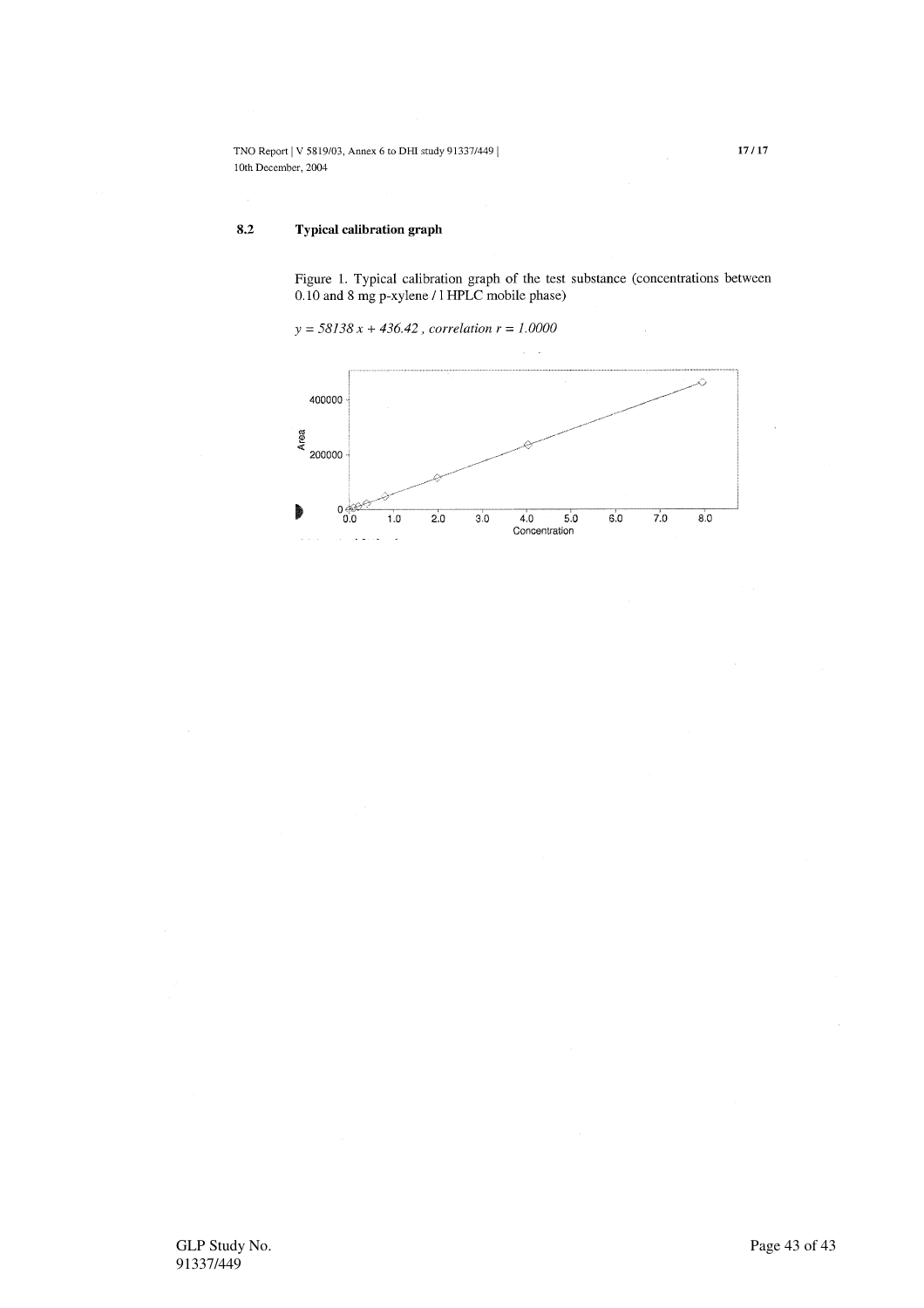## 8.2 Typical calibration graph

Figure 1. Typical calibration graph of the test substance (concentrations between 0.10 and 8 mg p-xylene / l HPLC mobile phase)

*$y = 58138\,x + 436.42$, correlation $r = 1.0000$*

400000

Area

200000

0

0.0 1.0 2.0 3.0 4.0 5.0 6.0 7.0 8.0

Concentration

GLP Study No.
91337/449